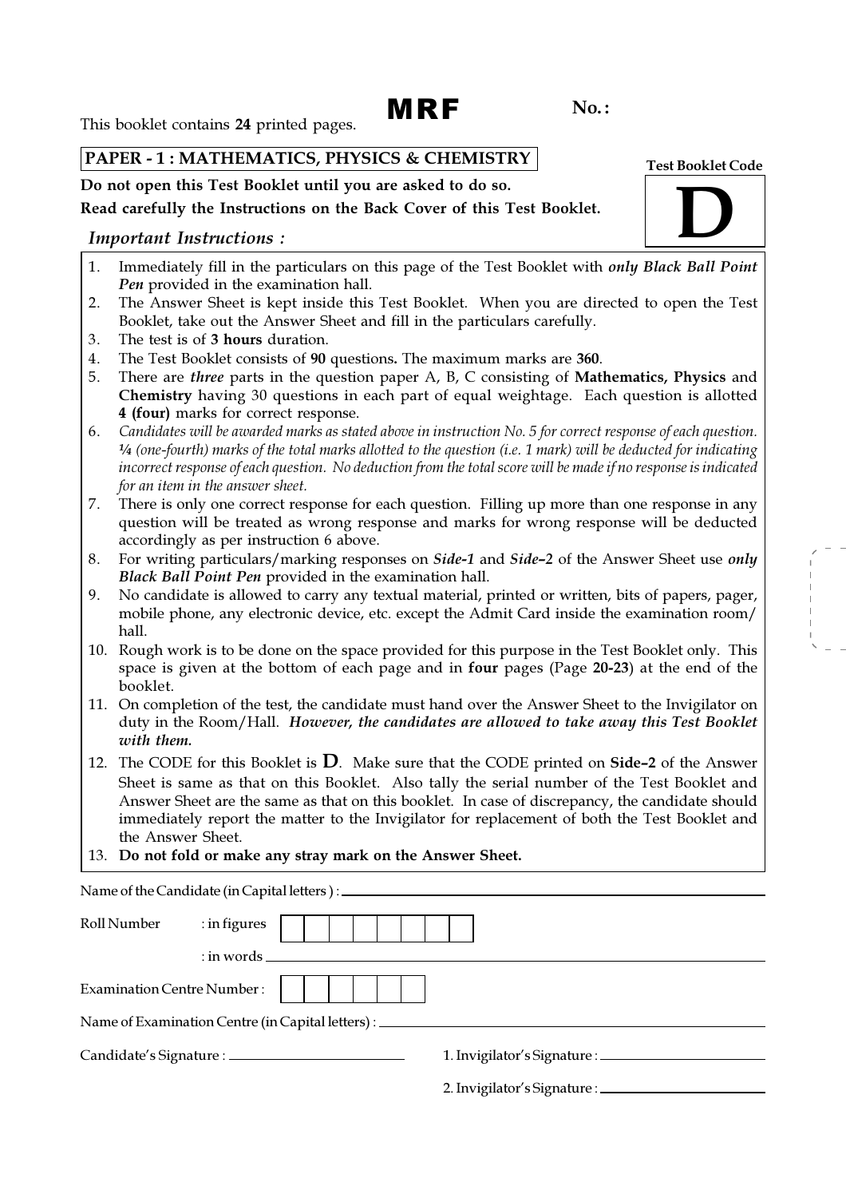This booklet contains **24** printed pages.

**MRF** **No.:**

## PAPER - 1 : MATHEMATICS, PHYSICS & CHEMISTRY

**Test Booklet Code**

# D

**Do not open this Test Booklet until you are asked to do so.**

**Read carefully the Instructions on the Back Cover of this Test Booklet.**

### *Important Instructions :*

1. Immediately fill in the particulars on this page of the Test Booklet with ***only Black Ball Point Pen*** provided in the examination hall.
2. The Answer Sheet is kept inside this Test Booklet. When you are directed to open the Test Booklet, take out the Answer Sheet and fill in the particulars carefully.
3. The test is of **3 hours** duration.
4. The Test Booklet consists of **90** questions**.** The maximum marks are **360**.
5. There are ***three*** parts in the question paper A, B, C consisting of **Mathematics, Physics** and **Chemistry** having 30 questions in each part of equal weightage. Each question is allotted **4 (four)** marks for correct response.
6. *Candidates will be awarded marks as stated above in instruction No. 5 for correct response of each question. ¼ (one-fourth) marks of the total marks allotted to the question (i.e. 1 mark) will be deducted for indicating incorrect response of each question. No deduction from the total score will be made if no response is indicated for an item in the answer sheet.*
7. There is only one correct response for each question. Filling up more than one response in any question will be treated as wrong response and marks for wrong response will be deducted accordingly as per instruction 6 above.
8. For writing particulars/marking responses on ***Side-1*** and ***Side–2*** of the Answer Sheet use ***only Black Ball Point Pen*** provided in the examination hall.
9. No candidate is allowed to carry any textual material, printed or written, bits of papers, pager, mobile phone, any electronic device, etc. except the Admit Card inside the examination room/hall.
10. Rough work is to be done on the space provided for this purpose in the Test Booklet only. This space is given at the bottom of each page and in **four** pages (Page **20-23**) at the end of the booklet.
11. On completion of the test, the candidate must hand over the Answer Sheet to the Invigilator on duty in the Room/Hall. ***However, the candidates are allowed to take away this Test Booklet with them.***
12. The CODE for this Booklet is **D**. Make sure that the CODE printed on **Side–2** of the Answer Sheet is same as that on this Booklet. Also tally the serial number of the Test Booklet and Answer Sheet are the same as that on this booklet. In case of discrepancy, the candidate should immediately report the matter to the Invigilator for replacement of both the Test Booklet and the Answer Sheet.
13. **Do not fold or make any stray mark on the Answer Sheet.**

Name of the Candidate (in Capital letters ) : ______________________________

Roll Number : in figures | | | | | | | | |

: in words ______________________________

Examination Centre Number : | | | | | | |

Name of Examination Centre (in Capital letters) : ______________________________

Candidate's Signature : ______________________ 1. Invigilator's Signature : ______________________

2. Invigilator's Signature : ______________________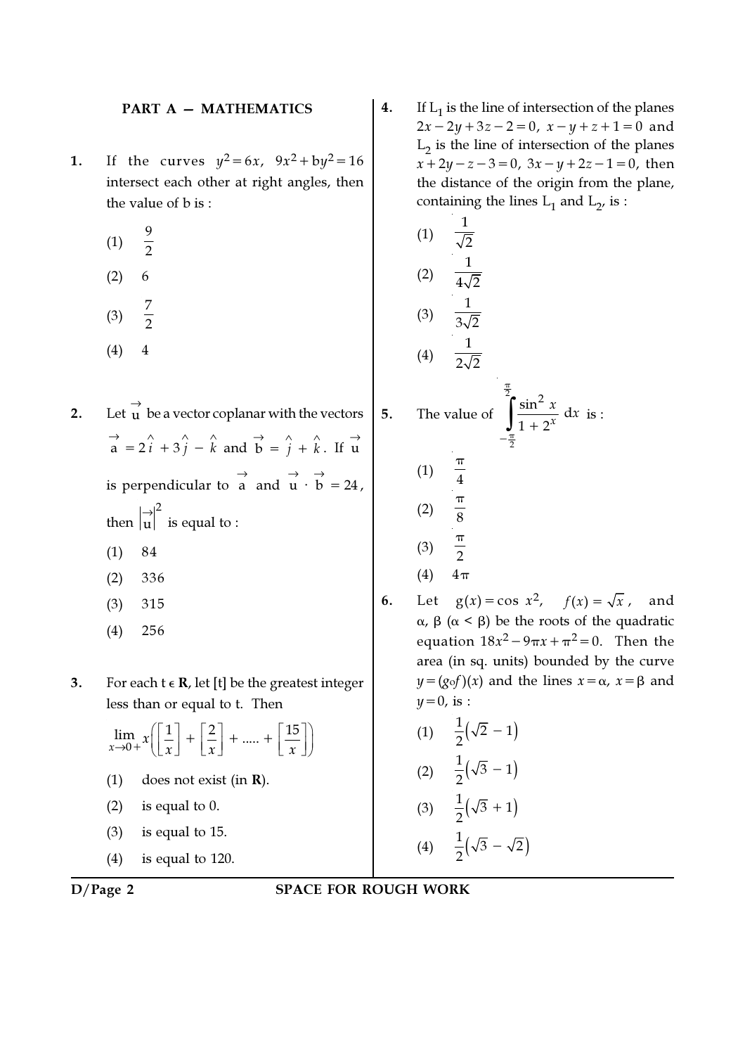## PART A — MATHEMATICS

1. If the curves $y^2 = 6x$, $9x^2 + by^2 = 16$ intersect each other at right angles, then the value of b is :

   (1) $\frac{9}{2}$

   (2) 6

   (3) $\frac{7}{2}$

   (4) 4

2. Let $\vec{u}$ be a vector coplanar with the vectors $\vec{a} = 2\hat{i} + 3\hat{j} - \hat{k}$ and $\vec{b} = \hat{j} + \hat{k}$. If $\vec{u}$ is perpendicular to $\vec{a}$ and $\vec{u} \cdot \vec{b} = 24$, then $\left|\vec{u}\right|^2$ is equal to :

   (1) 84

   (2) 336

   (3) 315

   (4) 256

3. For each $t \in \mathbf{R}$, let $[t]$ be the greatest integer less than or equal to t. Then

   $$\lim_{x \to 0+} x\left(\left[\frac{1}{x}\right] + \left[\frac{2}{x}\right] + ..... + \left[\frac{15}{x}\right]\right)$$

   (1) does not exist (in **R**).

   (2) is equal to 0.

   (3) is equal to 15.

   (4) is equal to 120.

4. If $L_1$ is the line of intersection of the planes $2x - 2y + 3z - 2 = 0$, $x - y + z + 1 = 0$ and $L_2$ is the line of intersection of the planes $x + 2y - z - 3 = 0$, $3x - y + 2z - 1 = 0$, then the distance of the origin from the plane, containing the lines $L_1$ and $L_2$, is :

   (1) $\frac{1}{\sqrt{2}}$

   (2) $\frac{1}{4\sqrt{2}}$

   (3) $\frac{1}{3\sqrt{2}}$

   (4) $\frac{1}{2\sqrt{2}}$

5. The value of $\int_{-\frac{\pi}{2}}^{\frac{\pi}{2}} \frac{\sin^2 x}{1 + 2^x} \, dx$ is :

   (1) $\frac{\pi}{4}$

   (2) $\frac{\pi}{8}$

   (3) $\frac{\pi}{2}$

   (4) $4\pi$

6. Let $g(x) = \cos x^2$, $f(x) = \sqrt{x}$, and $\alpha, \beta$ ($\alpha < \beta$) be the roots of the quadratic equation $18x^2 - 9\pi x + \pi^2 = 0$. Then the area (in sq. units) bounded by the curve $y = (g \circ f)(x)$ and the lines $x = \alpha$, $x = \beta$ and $y = 0$, is :

   (1) $\frac{1}{2}\left(\sqrt{2} - 1\right)$

   (2) $\frac{1}{2}\left(\sqrt{3} - 1\right)$

   (3) $\frac{1}{2}\left(\sqrt{3} + 1\right)$

   (4) $\frac{1}{2}\left(\sqrt{3} - \sqrt{2}\right)$

SPACE FOR ROUGH WORK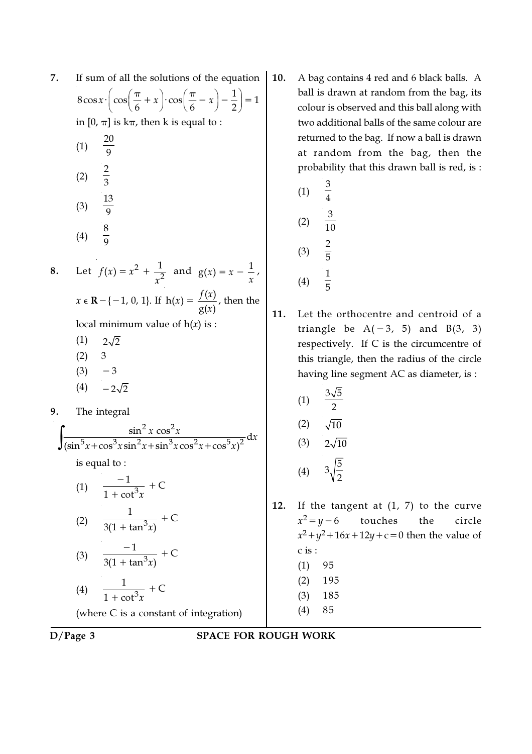7. If sum of all the solutions of the equation $8\cos x \cdot \left(\cos\left(\frac{\pi}{6}+x\right)\cdot\cos\left(\frac{\pi}{6}-x\right)-\frac{1}{2}\right)=1$ in $[0, \pi]$ is $k\pi$, then k is equal to :

   (1) $\frac{20}{9}$

   (2) $\frac{2}{3}$

   (3) $\frac{13}{9}$

   (4) $\frac{8}{9}$

8. Let $f(x) = x^2 + \frac{1}{x^2}$ and $g(x) = x - \frac{1}{x}$, $x \in \mathbf{R} - \{-1, 0, 1\}$. If $h(x) = \frac{f(x)}{g(x)}$, then the local minimum value of $h(x)$ is :

   (1) $2\sqrt{2}$

   (2) 3

   (3) $-3$

   (4) $-2\sqrt{2}$

9. The integral

$$\int \frac{\sin^2 x \cos^2 x}{(\sin^5 x + \cos^3 x \sin^2 x + \sin^3 x \cos^2 x + \cos^5 x)^2} dx$$

   is equal to :

   (1) $\frac{-1}{1+\cot^3 x} + C$

   (2) $\frac{1}{3(1+\tan^3 x)} + C$

   (3) $\frac{-1}{3(1+\tan^3 x)} + C$

   (4) $\frac{1}{1+\cot^3 x} + C$

   (where C is a constant of integration)

10. A bag contains 4 red and 6 black balls. A ball is drawn at random from the bag, its colour is observed and this ball along with two additional balls of the same colour are returned to the bag. If now a ball is drawn at random from the bag, then the probability that this drawn ball is red, is :

   (1) $\frac{3}{4}$

   (2) $\frac{3}{10}$

   (3) $\frac{2}{5}$

   (4) $\frac{1}{5}$

11. Let the orthocentre and centroid of a triangle be A$(-3, 5)$ and B$(3, 3)$ respectively. If C is the circumcentre of this triangle, then the radius of the circle having line segment AC as diameter, is :

   (1) $\frac{3\sqrt{5}}{2}$

   (2) $\sqrt{10}$

   (3) $2\sqrt{10}$

   (4) $3\sqrt{\frac{5}{2}}$

12. If the tangent at $(1, 7)$ to the curve $x^2 = y - 6$ touches the circle $x^2 + y^2 + 16x + 12y + c = 0$ then the value of c is :

   (1) 95

   (2) 195

   (3) 185

   (4) 85

SPACE FOR ROUGH WORK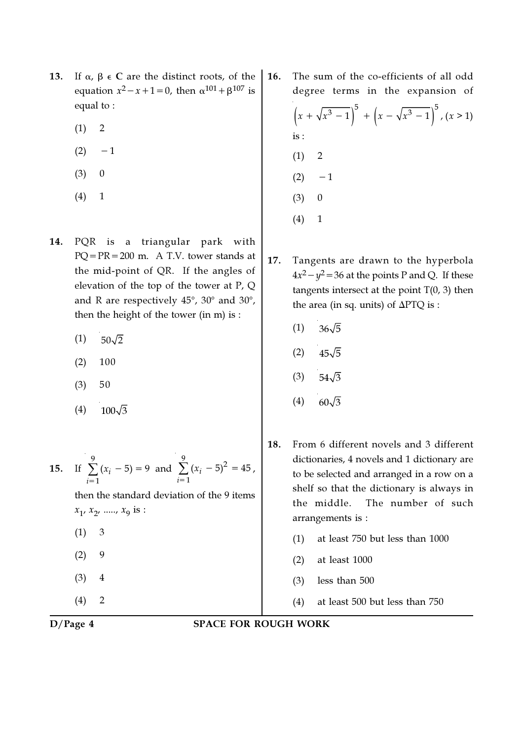13. If $\alpha, \beta \in \mathbf{C}$ are the distinct roots, of the equation $x^2 - x + 1 = 0$, then $\alpha^{101} + \beta^{107}$ is equal to :

(1) 2

(2) $-1$

(3) 0

(4) 1

14. PQR is a triangular park with PQ = PR = 200 m. A T.V. tower stands at the mid-point of QR. If the angles of elevation of the top of the tower at P, Q and R are respectively 45°, 30° and 30°, then the height of the tower (in m) is :

(1) $50\sqrt{2}$

(2) 100

(3) 50

(4) $100\sqrt{3}$

15. If $\sum_{i=1}^{9} (x_i - 5) = 9$ and $\sum_{i=1}^{9} (x_i - 5)^2 = 45$, then the standard deviation of the 9 items $x_1, x_2, \ldots, x_9$ is :

(1) 3

(2) 9

(3) 4

(4) 2

16. The sum of the co-efficients of all odd degree terms in the expansion of $\left(x + \sqrt{x^3 - 1}\right)^5 + \left(x - \sqrt{x^3 - 1}\right)^5$, $(x > 1)$ is :

(1) 2

(2) $-1$

(3) 0

(4) 1

17. Tangents are drawn to the hyperbola $4x^2 - y^2 = 36$ at the points P and Q. If these tangents intersect at the point T(0, 3) then the area (in sq. units) of $\Delta$PTQ is :

(1) $36\sqrt{5}$

(2) $45\sqrt{5}$

(3) $54\sqrt{3}$

(4) $60\sqrt{3}$

18. From 6 different novels and 3 different dictionaries, 4 novels and 1 dictionary are to be selected and arranged in a row on a shelf so that the dictionary is always in the middle. The number of such arrangements is :

(1) at least 750 but less than 1000

(2) at least 1000

(3) less than 500

(4) at least 500 but less than 750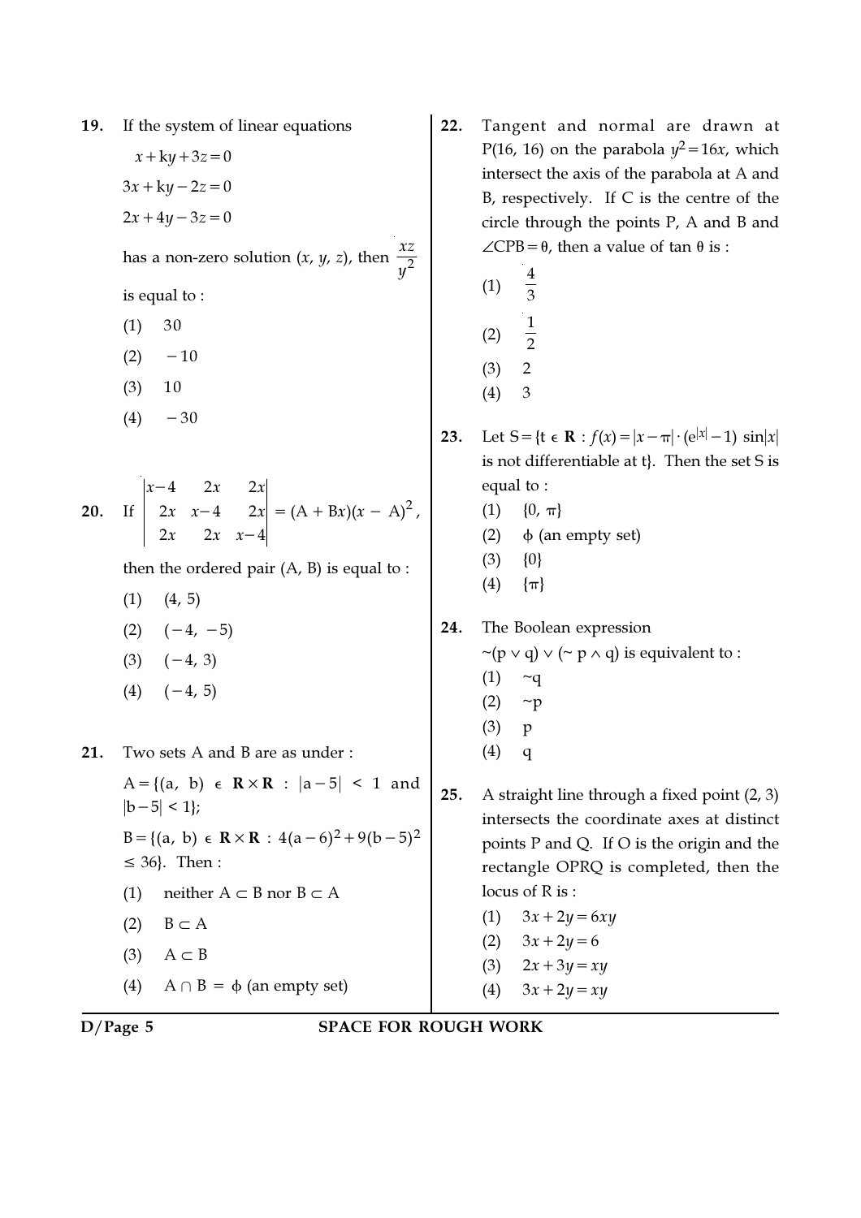**19.** If the system of linear equations

$x + ky + 3z = 0$

$3x + ky - 2z = 0$

$2x + 4y - 3z = 0$

has a non-zero solution $(x, y, z)$, then $\frac{xz}{y^2}$ is equal to :

(1) 30

(2) $-10$

(3) 10

(4) $-30$

**20.** If $\begin{vmatrix} x-4 & 2x & 2x \\ 2x & x-4 & 2x \\ 2x & 2x & x-4 \end{vmatrix} = (A + Bx)(x - A)^2$,

then the ordered pair (A, B) is equal to :

(1) (4, 5)

(2) $(-4, -5)$

(3) $(-4, 3)$

(4) $(-4, 5)$

**21.** Two sets A and B are as under :

$A = \{(a, b) \in \mathbf{R} \times \mathbf{R} : |a-5| < 1$ and $|b-5| < 1\}$;

$B = \{(a, b) \in \mathbf{R} \times \mathbf{R} : 4(a-6)^2 + 9(b-5)^2 \leq 36\}$. Then :

(1) neither $A \subset B$ nor $B \subset A$

(2) $B \subset A$

(3) $A \subset B$

(4) $A \cap B = \phi$ (an empty set)

**22.** Tangent and normal are drawn at P(16, 16) on the parabola $y^2 = 16x$, which intersect the axis of the parabola at A and B, respectively. If C is the centre of the circle through the points P, A and B and $\angle CPB = \theta$, then a value of $\tan \theta$ is :

(1) $\frac{4}{3}$

(2) $\frac{1}{2}$

(3) 2

(4) 3

**23.** Let $S = \{t \in \mathbf{R} : f(x) = |x - \pi| \cdot (e^{|x|} - 1) \sin|x|$ is not differentiable at t$\}$. Then the set S is equal to :

(1) $\{0, \pi\}$

(2) $\phi$ (an empty set)

(3) $\{0\}$

(4) $\{\pi\}$

**24.** The Boolean expression

$\sim(p \vee q) \vee (\sim p \wedge q)$ is equivalent to :

(1) $\sim q$

(2) $\sim p$

(3) p

(4) q

**25.** A straight line through a fixed point (2, 3) intersects the coordinate axes at distinct points P and Q. If O is the origin and the rectangle OPRQ is completed, then the locus of R is :

(1) $3x + 2y = 6xy$

(2) $3x + 2y = 6$

(3) $2x + 3y = xy$

(4) $3x + 2y = xy$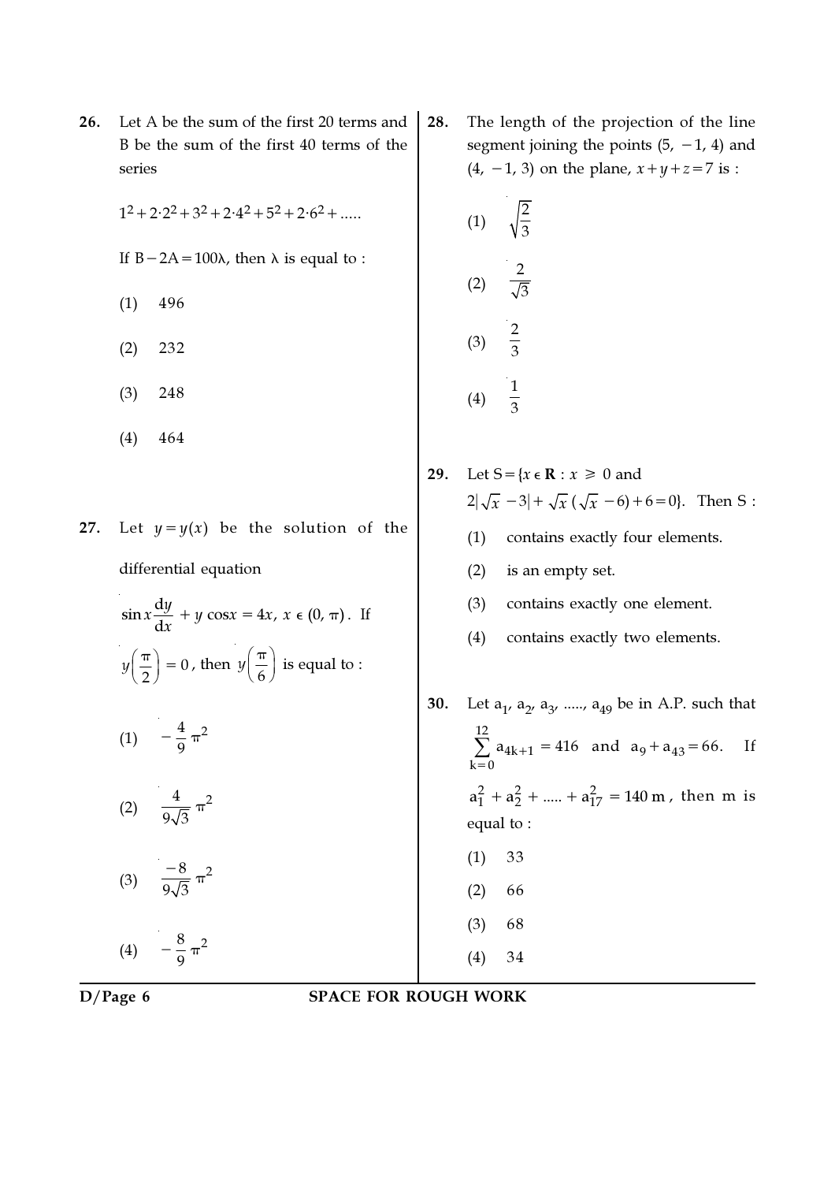**26.** Let A be the sum of the first 20 terms and B be the sum of the first 40 terms of the series

$1^2 + 2 \cdot 2^2 + 3^2 + 2 \cdot 4^2 + 5^2 + 2 \cdot 6^2 + .....$

If $B - 2A = 100\lambda$, then $\lambda$ is equal to :

(1) 496

(2) 232

(3) 248

(4) 464

**27.** Let $y = y(x)$ be the solution of the differential equation

$\sin x \dfrac{dy}{dx} + y \cos x = 4x,\ x \in (0, \pi)$. If $y\left(\dfrac{\pi}{2}\right) = 0$, then $y\left(\dfrac{\pi}{6}\right)$ is equal to :

(1) $-\dfrac{4}{9}\pi^2$

(2) $\dfrac{4}{9\sqrt{3}}\pi^2$

(3) $\dfrac{-8}{9\sqrt{3}}\pi^2$

(4) $-\dfrac{8}{9}\pi^2$

**28.** The length of the projection of the line segment joining the points $(5, -1, 4)$ and $(4, -1, 3)$ on the plane, $x + y + z = 7$ is :

(1) $\sqrt{\dfrac{2}{3}}$

(2) $\dfrac{2}{\sqrt{3}}$

(3) $\dfrac{2}{3}$

(4) $\dfrac{1}{3}$

**29.** Let $S = \{x \in \mathbf{R} : x \geq 0$ and $2|\sqrt{x} - 3| + \sqrt{x}(\sqrt{x} - 6) + 6 = 0\}$. Then S :

(1) contains exactly four elements.

(2) is an empty set.

(3) contains exactly one element.

(4) contains exactly two elements.

**30.** Let $a_1, a_2, a_3, ....., a_{49}$ be in A.P. such that $\sum\limits_{k=0}^{12} a_{4k+1} = 416$ and $a_9 + a_{43} = 66$. If $a_1^2 + a_2^2 + ..... + a_{17}^2 = 140\,m$, then m is equal to :

(1) 33

(2) 66

(3) 68

(4) 34

SPACE FOR ROUGH WORK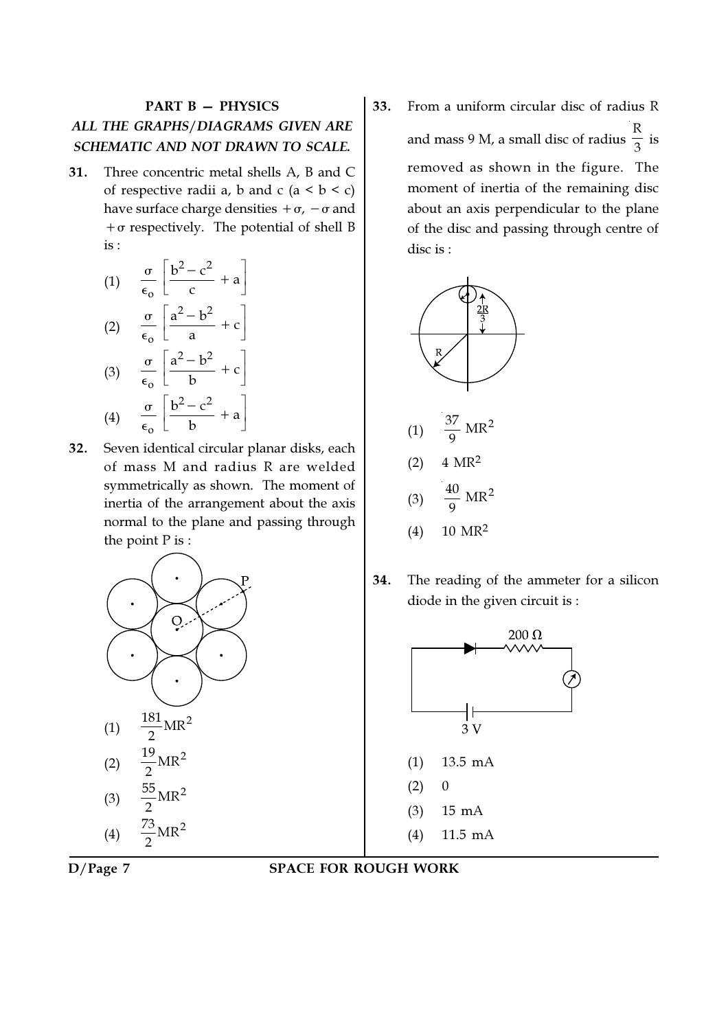## PART B — PHYSICS

***ALL THE GRAPHS/DIAGRAMS GIVEN ARE SCHEMATIC AND NOT DRAWN TO SCALE.***

**31.** Three concentric metal shells A, B and C of respective radii a, b and c $(a < b < c)$ have surface charge densities $+\sigma$, $-\sigma$ and $+\sigma$ respectively. The potential of shell B is :

(1) $\frac{\sigma}{\epsilon_o}\left[\frac{b^2 - c^2}{c} + a\right]$

(2) $\frac{\sigma}{\epsilon_o}\left[\frac{a^2 - b^2}{a} + c\right]$

(3) $\frac{\sigma}{\epsilon_o}\left[\frac{a^2 - b^2}{b} + c\right]$

(4) $\frac{\sigma}{\epsilon_o}\left[\frac{b^2 - c^2}{b} + a\right]$

**32.** Seven identical circular planar disks, each of mass M and radius R are welded symmetrically as shown. The moment of inertia of the arrangement about the axis normal to the plane and passing through the point P is :

(1) $\frac{181}{2}MR^2$

(2) $\frac{19}{2}MR^2$

(3) $\frac{55}{2}MR^2$

(4) $\frac{73}{2}MR^2$

**33.** From a uniform circular disc of radius R and mass 9 M, a small disc of radius $\frac{R}{3}$ is removed as shown in the figure. The moment of inertia of the remaining disc about an axis perpendicular to the plane of the disc and passing through centre of disc is :

(1) $\frac{37}{9}MR^2$

(2) $4\ MR^2$

(3) $\frac{40}{9}MR^2$

(4) $10\ MR^2$

**34.** The reading of the ammeter for a silicon diode in the given circuit is :

(1) 13.5 mA

(2) 0

(3) 15 mA

(4) 11.5 mA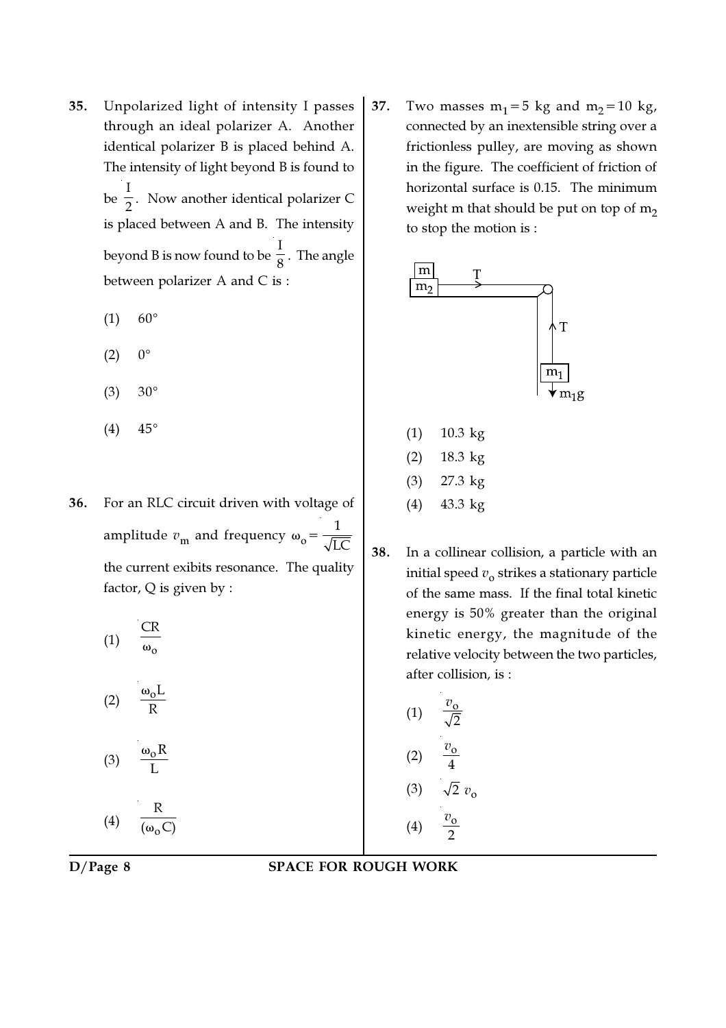35. Unpolarized light of intensity I passes through an ideal polarizer A. Another identical polarizer B is placed behind A. The intensity of light beyond B is found to be $\frac{I}{2}$. Now another identical polarizer C is placed between A and B. The intensity beyond B is now found to be $\frac{I}{8}$. The angle between polarizer A and C is :

(1) 60°

(2) 0°

(3) 30°

(4) 45°

36. For an RLC circuit driven with voltage of amplitude $v_m$ and frequency $\omega_o = \frac{1}{\sqrt{LC}}$ the current exibits resonance. The quality factor, Q is given by :

(1) $\frac{CR}{\omega_o}$

(2) $\frac{\omega_o L}{R}$

(3) $\frac{\omega_o R}{L}$

(4) $\frac{R}{(\omega_o C)}$

37. Two masses $m_1 = 5$ kg and $m_2 = 10$ kg, connected by an inextensible string over a frictionless pulley, are moving as shown in the figure. The coefficient of friction of horizontal surface is 0.15. The minimum weight m that should be put on top of $m_2$ to stop the motion is :

(1) 10.3 kg

(2) 18.3 kg

(3) 27.3 kg

(4) 43.3 kg

38. In a collinear collision, a particle with an initial speed $v_o$ strikes a stationary particle of the same mass. If the final total kinetic energy is 50% greater than the original kinetic energy, the magnitude of the relative velocity between the two particles, after collision, is :

(1) $\frac{v_o}{\sqrt{2}}$

(2) $\frac{v_o}{4}$

(3) $\sqrt{2}\, v_o$

(4) $\frac{v_o}{2}$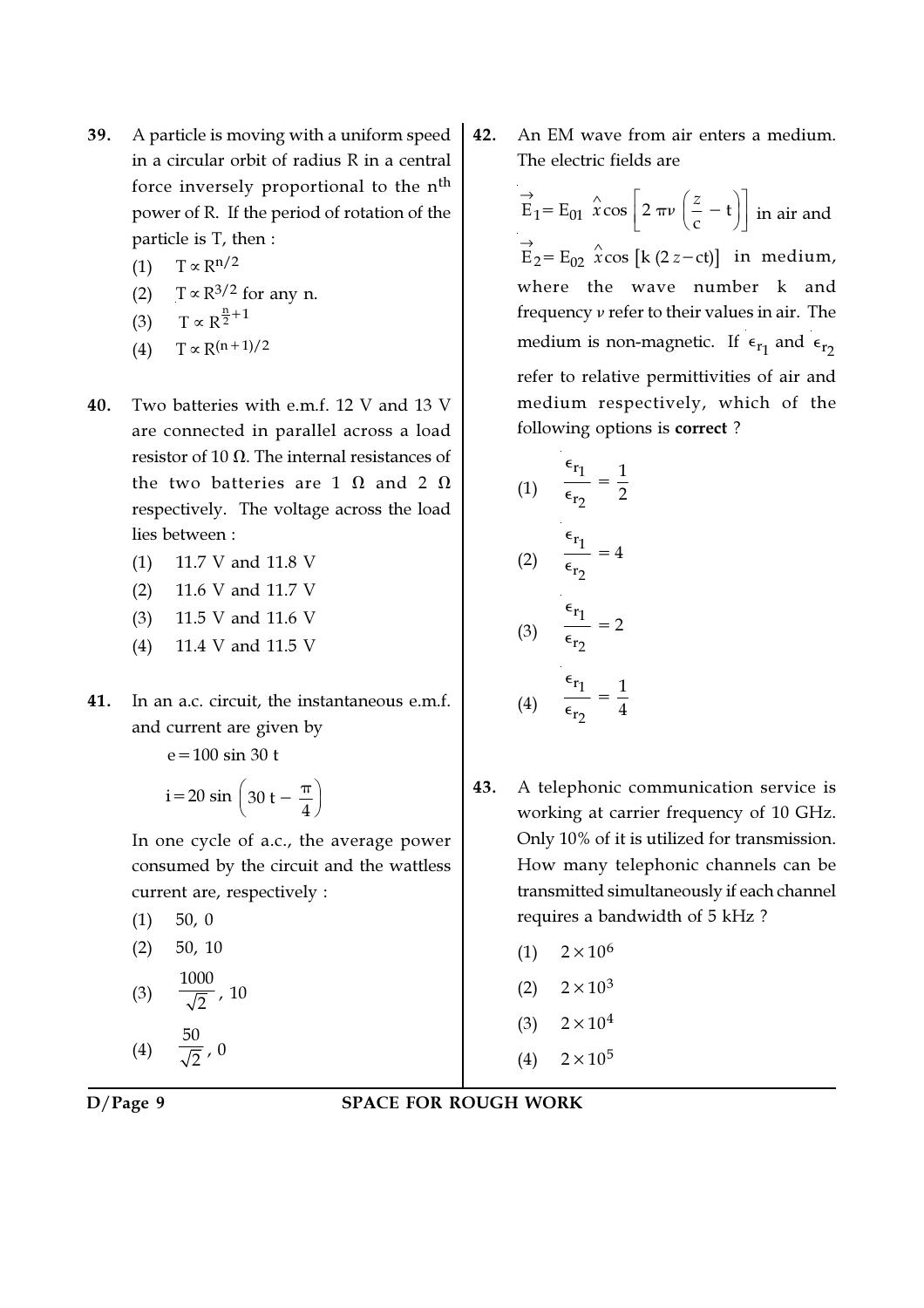**39.** A particle is moving with a uniform speed in a circular orbit of radius R in a central force inversely proportional to the $n^{th}$ power of R. If the period of rotation of the particle is T, then :

(1) $T \propto R^{n/2}$

(2) $T \propto R^{3/2}$ for any n.

(3) $T \propto R^{\frac{n}{2}+1}$

(4) $T \propto R^{(n+1)/2}$

**40.** Two batteries with e.m.f. 12 V and 13 V are connected in parallel across a load resistor of 10 Ω. The internal resistances of the two batteries are 1 Ω and 2 Ω respectively. The voltage across the load lies between :

(1) 11.7 V and 11.8 V

(2) 11.6 V and 11.7 V

(3) 11.5 V and 11.6 V

(4) 11.4 V and 11.5 V

**41.** In an a.c. circuit, the instantaneous e.m.f. and current are given by

$e = 100 \sin 30\,t$

$i = 20 \sin \left(30\,t - \frac{\pi}{4}\right)$

In one cycle of a.c., the average power consumed by the circuit and the wattless current are, respectively :

(1) 50, 0

(2) 50, 10

(3) $\frac{1000}{\sqrt{2}}$, 10

(4) $\frac{50}{\sqrt{2}}$, 0

**42.** An EM wave from air enters a medium. The electric fields are

$\vec{E}_1 = E_{01}\ \hat{x} \cos\left[2\,\pi\nu\left(\frac{z}{c} - t\right)\right]$ in air and

$\vec{E}_2 = E_{02}\ \hat{x} \cos\left[k\,(2\,z - ct)\right]$ in medium,

where the wave number k and frequency $\nu$ refer to their values in air. The medium is non-magnetic. If $\epsilon_{r_1}$ and $\epsilon_{r_2}$ refer to relative permittivities of air and medium respectively, which of the following options is **correct** ?

(1) $\frac{\epsilon_{r_1}}{\epsilon_{r_2}} = \frac{1}{2}$

(2) $\frac{\epsilon_{r_1}}{\epsilon_{r_2}} = 4$

(3) $\frac{\epsilon_{r_1}}{\epsilon_{r_2}} = 2$

(4) $\frac{\epsilon_{r_1}}{\epsilon_{r_2}} = \frac{1}{4}$

**43.** A telephonic communication service is working at carrier frequency of 10 GHz. Only 10% of it is utilized for transmission. How many telephonic channels can be transmitted simultaneously if each channel requires a bandwidth of 5 kHz ?

(1) $2 \times 10^{6}$

(2) $2 \times 10^{3}$

(3) $2 \times 10^{4}$

(4) $2 \times 10^{5}$

SPACE FOR ROUGH WORK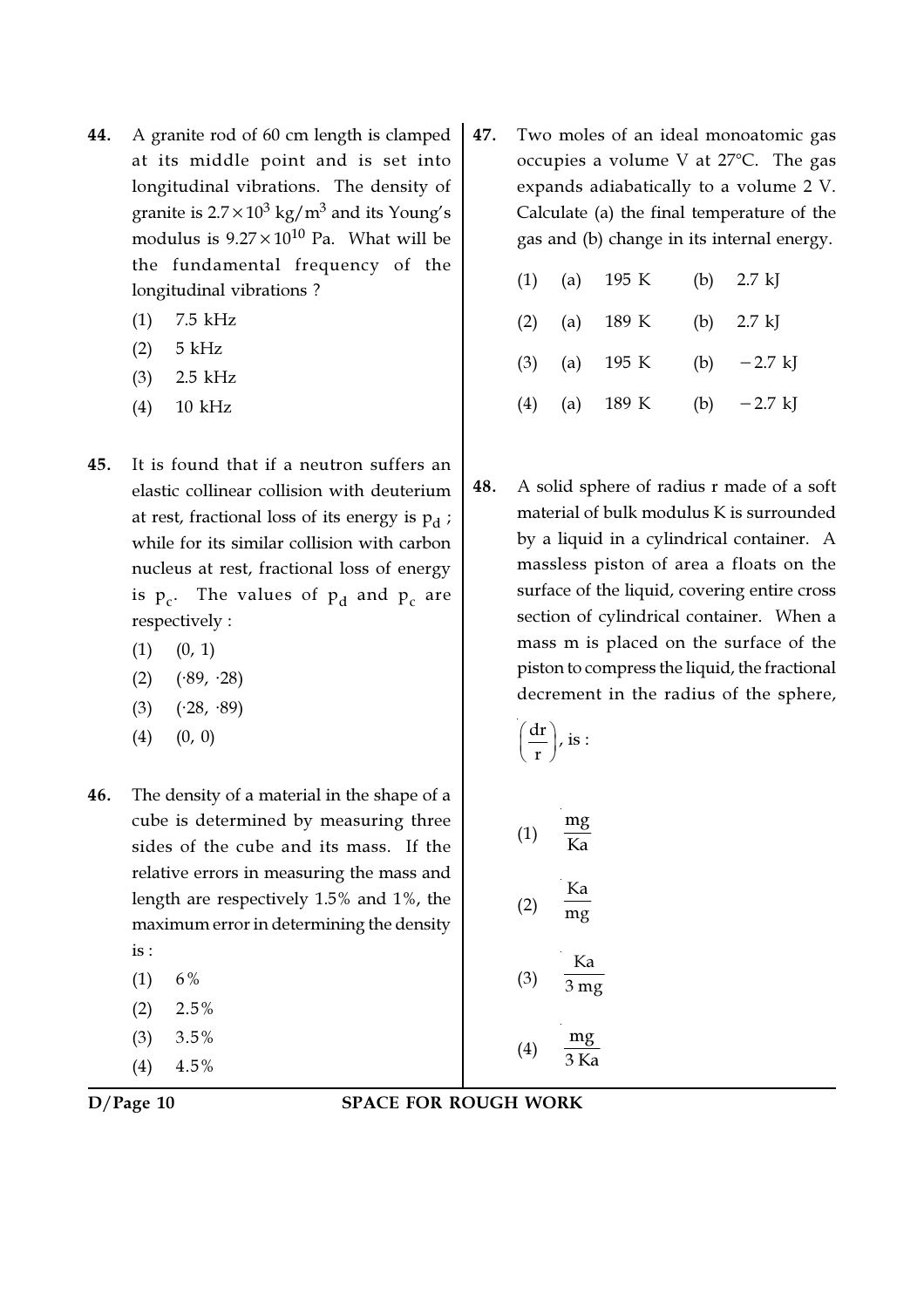**44.** A granite rod of 60 cm length is clamped at its middle point and is set into longitudinal vibrations. The density of granite is $2.7 \times 10^3$ kg/m$^3$ and its Young's modulus is $9.27 \times 10^{10}$ Pa. What will be the fundamental frequency of the longitudinal vibrations ?

(1) 7.5 kHz

(2) 5 kHz

(3) 2.5 kHz

(4) 10 kHz

**45.** It is found that if a neutron suffers an elastic collinear collision with deuterium at rest, fractional loss of its energy is $p_d$ ; while for its similar collision with carbon nucleus at rest, fractional loss of energy is $p_c$. The values of $p_d$ and $p_c$ are respectively :

(1) (0, 1)

(2) (·89, ·28)

(3) (·28, ·89)

(4) (0, 0)

**46.** The density of a material in the shape of a cube is determined by measuring three sides of the cube and its mass. If the relative errors in measuring the mass and length are respectively 1.5% and 1%, the maximum error in determining the density is :

(1) 6%

(2) 2.5%

(3) 3.5%

(4) 4.5%

**47.** Two moles of an ideal monoatomic gas occupies a volume V at 27°C. The gas expands adiabatically to a volume 2 V. Calculate (a) the final temperature of the gas and (b) change in its internal energy.

(1) (a) 195 K (b) 2.7 kJ

(2) (a) 189 K (b) 2.7 kJ

(3) (a) 195 K (b) −2.7 kJ

(4) (a) 189 K (b) −2.7 kJ

**48.** A solid sphere of radius r made of a soft material of bulk modulus K is surrounded by a liquid in a cylindrical container. A massless piston of area a floats on the surface of the liquid, covering entire cross section of cylindrical container. When a mass m is placed on the surface of the piston to compress the liquid, the fractional decrement in the radius of the sphere, $\left(\frac{dr}{r}\right)$, is :

(1) $\frac{mg}{Ka}$

(2) $\frac{Ka}{mg}$

(3) $\frac{Ka}{3\,mg}$

(4) $\frac{mg}{3\,Ka}$

SPACE FOR ROUGH WORK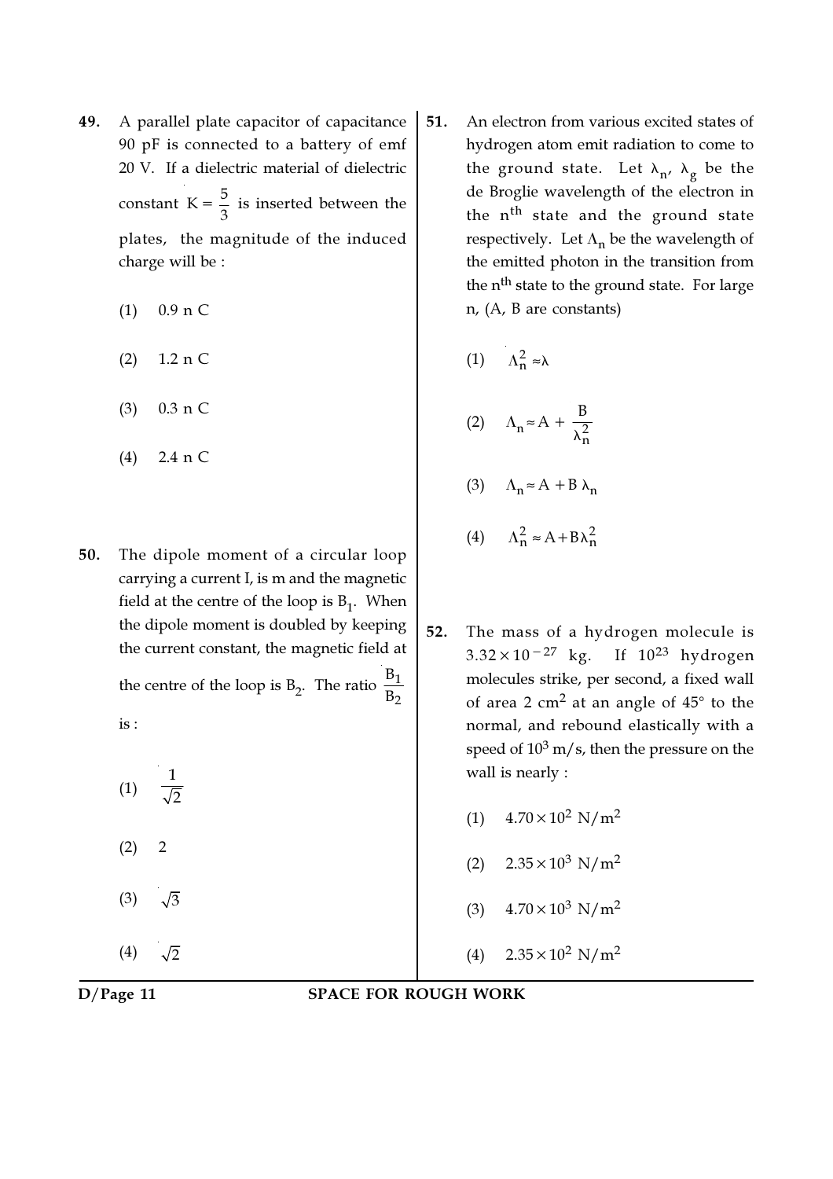**49.** A parallel plate capacitor of capacitance 90 pF is connected to a battery of emf 20 V. If a dielectric material of dielectric constant $K = \frac{5}{3}$ is inserted between the plates, the magnitude of the induced charge will be :

(1) 0.9 n C

(2) 1.2 n C

(3) 0.3 n C

(4) 2.4 n C

**50.** The dipole moment of a circular loop carrying a current I, is m and the magnetic field at the centre of the loop is $B_1$. When the dipole moment is doubled by keeping the current constant, the magnetic field at the centre of the loop is $B_2$. The ratio $\frac{B_1}{B_2}$ is :

(1) $\frac{1}{\sqrt{2}}$

(2) 2

(3) $\sqrt{3}$

(4) $\sqrt{2}$

**51.** An electron from various excited states of hydrogen atom emit radiation to come to the ground state. Let $\lambda_n$, $\lambda_g$ be the de Broglie wavelength of the electron in the $n^{th}$ state and the ground state respectively. Let $\Lambda_n$ be the wavelength of the emitted photon in the transition from the $n^{th}$ state to the ground state. For large n, (A, B are constants)

(1) $\Lambda_n^2 \approx \lambda$

(2) $\Lambda_n \approx A + \frac{B}{\lambda_n^2}$

(3) $\Lambda_n \approx A + B\,\lambda_n$

(4) $\Lambda_n^2 \approx A + B\lambda_n^2$

**52.** The mass of a hydrogen molecule is $3.32 \times 10^{-27}$ kg. If $10^{23}$ hydrogen molecules strike, per second, a fixed wall of area 2 $cm^2$ at an angle of 45° to the normal, and rebound elastically with a speed of $10^3$ m/s, then the pressure on the wall is nearly :

(1) $4.70 \times 10^2$ N/m$^2$

(2) $2.35 \times 10^3$ N/m$^2$

(3) $4.70 \times 10^3$ N/m$^2$

(4) $2.35 \times 10^2$ N/m$^2$

SPACE FOR ROUGH WORK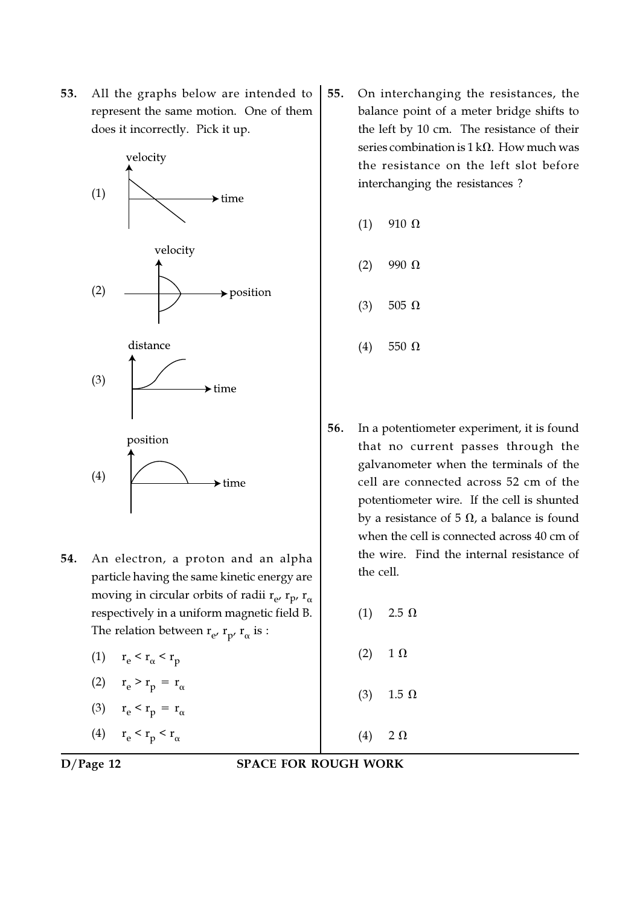**53.** All the graphs below are intended to represent the same motion. One of them does it incorrectly. Pick it up.

(1) velocity vs time

(2) velocity vs position

(3) distance vs time

(4) position vs time

**54.** An electron, a proton and an alpha particle having the same kinetic energy are moving in circular orbits of radii $r_e$, $r_p$, $r_\alpha$ respectively in a uniform magnetic field B. The relation between $r_e$, $r_p$, $r_\alpha$ is :

(1) $r_e < r_\alpha < r_p$

(2) $r_e > r_p = r_\alpha$

(3) $r_e < r_p = r_\alpha$

(4) $r_e < r_p < r_\alpha$

**55.** On interchanging the resistances, the balance point of a meter bridge shifts to the left by 10 cm. The resistance of their series combination is 1 kΩ. How much was the resistance on the left slot before interchanging the resistances ?

(1) 910 Ω

(2) 990 Ω

(3) 505 Ω

(4) 550 Ω

**56.** In a potentiometer experiment, it is found that no current passes through the galvanometer when the terminals of the cell are connected across 52 cm of the potentiometer wire. If the cell is shunted by a resistance of 5 Ω, a balance is found when the cell is connected across 40 cm of the wire. Find the internal resistance of the cell.

(1) 2.5 Ω

(2) 1 Ω

(3) 1.5 Ω

(4) 2 Ω

SPACE FOR ROUGH WORK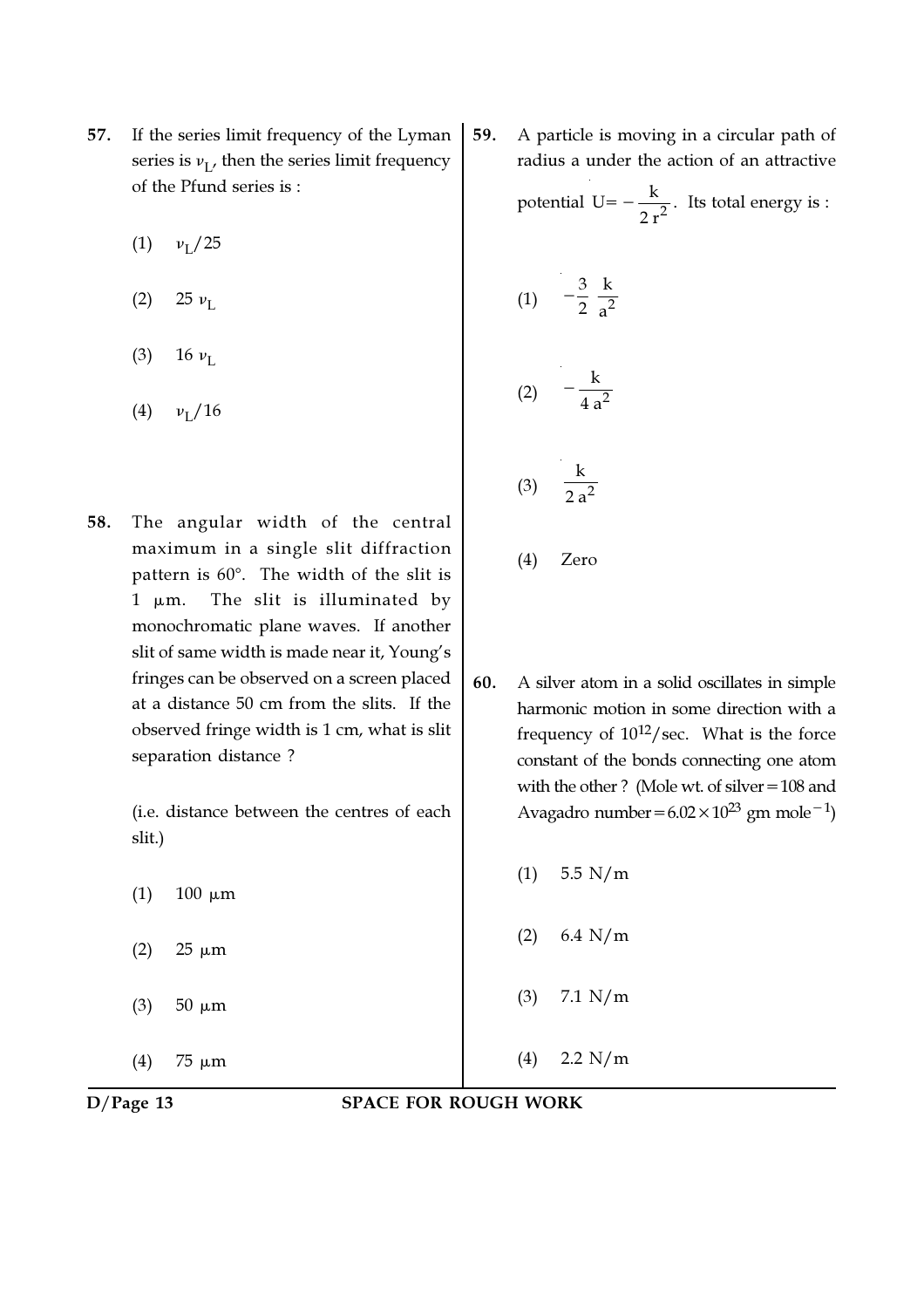57. If the series limit frequency of the Lyman series is $\nu_L$, then the series limit frequency of the Pfund series is :

(1) $\nu_L/25$

(2) $25\ \nu_L$

(3) $16\ \nu_L$

(4) $\nu_L/16$

58. The angular width of the central maximum in a single slit diffraction pattern is 60°. The width of the slit is 1 μm. The slit is illuminated by monochromatic plane waves. If another slit of same width is made near it, Young's fringes can be observed on a screen placed at a distance 50 cm from the slits. If the observed fringe width is 1 cm, what is slit separation distance ?

(i.e. distance between the centres of each slit.)

(1) 100 μm

(2) 25 μm

(3) 50 μm

(4) 75 μm

59. A particle is moving in a circular path of radius a under the action of an attractive potential $U = -\frac{k}{2r^2}$. Its total energy is :

(1) $-\frac{3}{2}\frac{k}{a^2}$

(2) $-\frac{k}{4a^2}$

(3) $\frac{k}{2a^2}$

(4) Zero

60. A silver atom in a solid oscillates in simple harmonic motion in some direction with a frequency of $10^{12}$/sec. What is the force constant of the bonds connecting one atom with the other ? (Mole wt. of silver = 108 and Avagadro number = $6.02 \times 10^{23}$ gm mole$^{-1}$)

(1) 5.5 N/m

(2) 6.4 N/m

(3) 7.1 N/m

(4) 2.2 N/m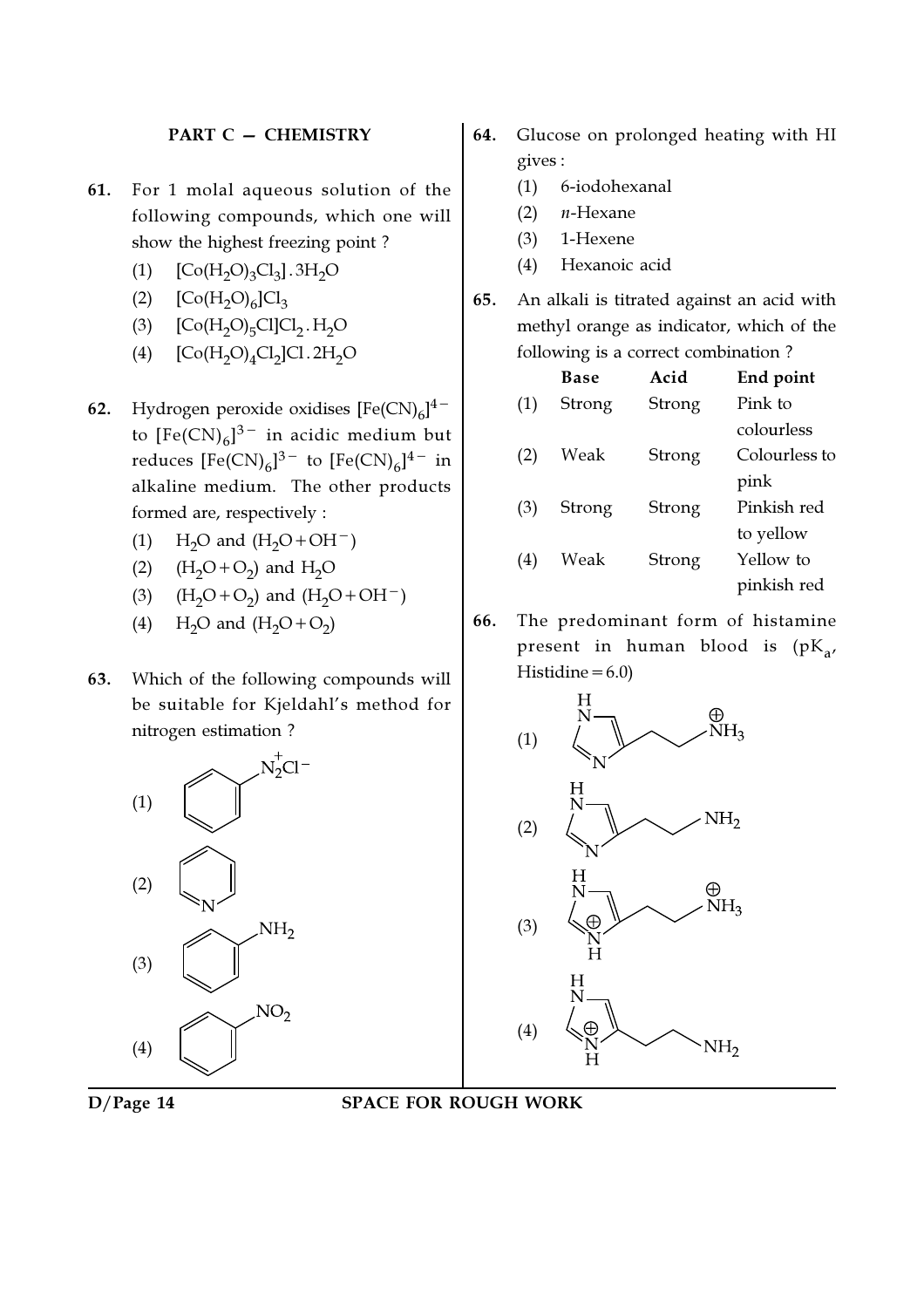## PART C — CHEMISTRY

**61.** For 1 molal aqueous solution of the following compounds, which one will show the highest freezing point ?

(1) $[Co(H_2O)_3Cl_3].3H_2O$

(2) $[Co(H_2O)_6]Cl_3$

(3) $[Co(H_2O)_5Cl]Cl_2.H_2O$

(4) $[Co(H_2O)_4Cl_2]Cl.2H_2O$

**62.** Hydrogen peroxide oxidises $[Fe(CN)_6]^{4-}$ to $[Fe(CN)_6]^{3-}$ in acidic medium but reduces $[Fe(CN)_6]^{3-}$ to $[Fe(CN)_6]^{4-}$ in alkaline medium. The other products formed are, respectively :

(1) $H_2O$ and $(H_2O + OH^-)$

(2) $(H_2O + O_2)$ and $H_2O$

(3) $(H_2O + O_2)$ and $(H_2O + OH^-)$

(4) $H_2O$ and $(H_2O + O_2)$

**63.** Which of the following compounds will be suitable for Kjeldahl's method for nitrogen estimation ?

(1) Benzenediazonium chloride ($C_6H_5N_2^+Cl^-$)

(2) Pyridine

(3) Aniline ($C_6H_5NH_2$)

(4) Nitrobenzene ($C_6H_5NO_2$)

**64.** Glucose on prolonged heating with HI gives :

(1) 6-iodohexanal

(2) *n*-Hexane

(3) 1-Hexene

(4) Hexanoic acid

**65.** An alkali is titrated against an acid with methyl orange as indicator, which of the following is a correct combination ?

| | Base | Acid | End point |
|---|---|---|---|
| (1) | Strong | Strong | Pink to colourless |
| (2) | Weak | Strong | Colourless to pink |
| (3) | Strong | Strong | Pinkish red to yellow |
| (4) | Weak | Strong | Yellow to pinkish red |

**66.** The predominant form of histamine present in human blood is ($pK_a$, Histidine = 6.0)

(1) Histamine with imidazole ring neutral and side chain $\overset{\oplus}{N}H_3$

(2) Histamine with imidazole ring neutral and side chain $NH_2$

(3) Histamine with imidazole ring protonated ($\overset{\oplus}{N}H$) and side chain $\overset{\oplus}{N}H_3$

(4) Histamine with imidazole ring protonated ($\overset{\oplus}{N}H$) and side chain $NH_2$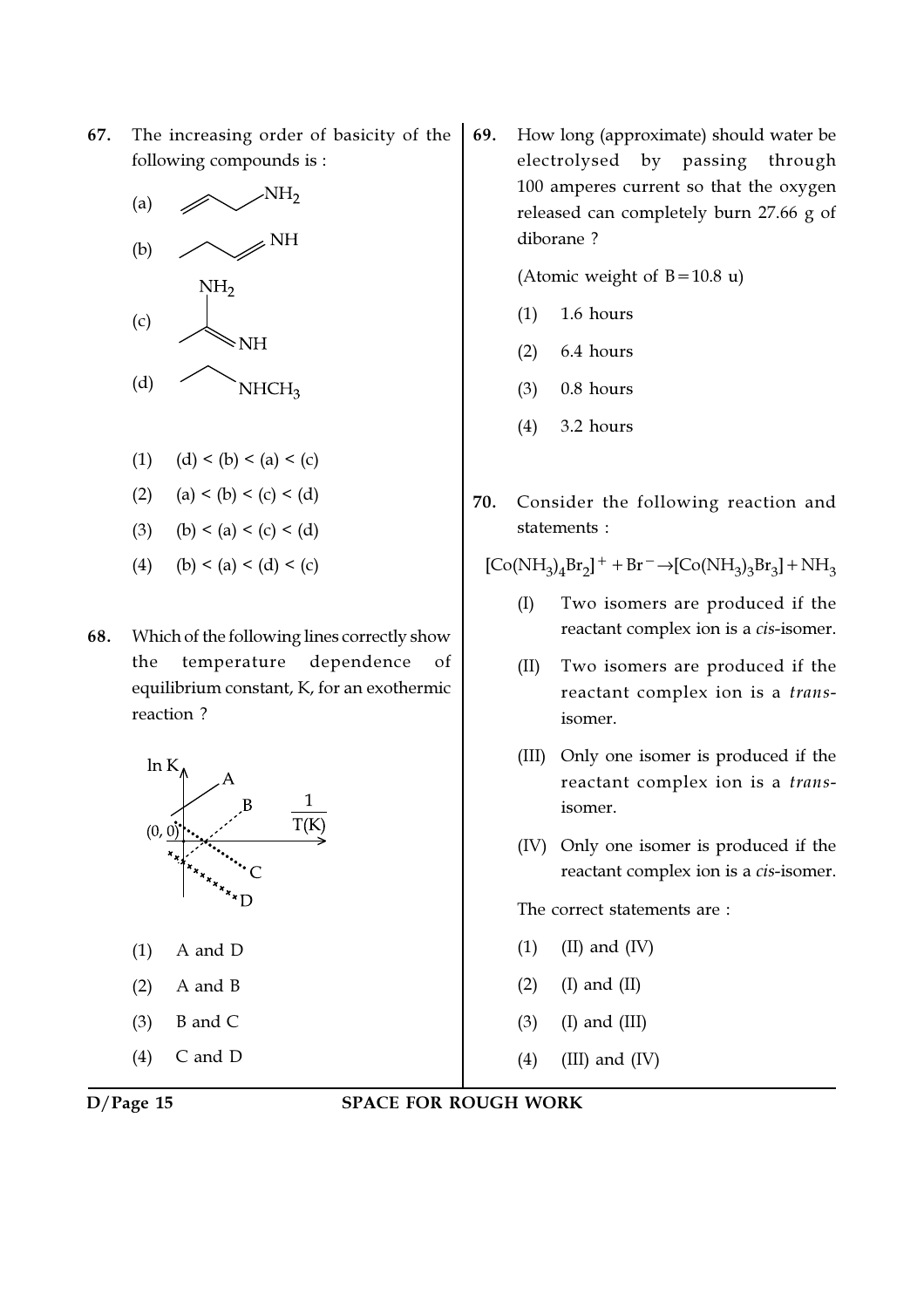**67.** The increasing order of basicity of the following compounds is :

(a) $CH_2=CH-CH_2-NH_2$

(b) $CH_3-CH_2-CH=NH$

(c) $CH_3-C(NH_2)=NH$

(d) $CH_3-CH_2-NHCH_3$

(1) (d) < (b) < (a) < (c)

(2) (a) < (b) < (c) < (d)

(3) (b) < (a) < (c) < (d)

(4) (b) < (a) < (d) < (c)

**68.** Which of the following lines correctly show the temperature dependence of equilibrium constant, K, for an exothermic reaction ?

(Graph: $\ln K$ vs $\frac{1}{T(K)}$, origin (0, 0), lines A, B, C, D)

(1) A and D

(2) A and B

(3) B and C

(4) C and D

**69.** How long (approximate) should water be electrolysed by passing through 100 amperes current so that the oxygen released can completely burn 27.66 g of diborane ?

(Atomic weight of B = 10.8 u)

(1) 1.6 hours

(2) 6.4 hours

(3) 0.8 hours

(4) 3.2 hours

**70.** Consider the following reaction and statements :

$$[Co(NH_3)_4Br_2]^+ + Br^- \rightarrow [Co(NH_3)_3Br_3] + NH_3$$

(I) Two isomers are produced if the reactant complex ion is a *cis*-isomer.

(II) Two isomers are produced if the reactant complex ion is a *trans*-isomer.

(III) Only one isomer is produced if the reactant complex ion is a *trans*-isomer.

(IV) Only one isomer is produced if the reactant complex ion is a *cis*-isomer.

The correct statements are :

(1) (II) and (IV)

(2) (I) and (II)

(3) (I) and (III)

(4) (III) and (IV)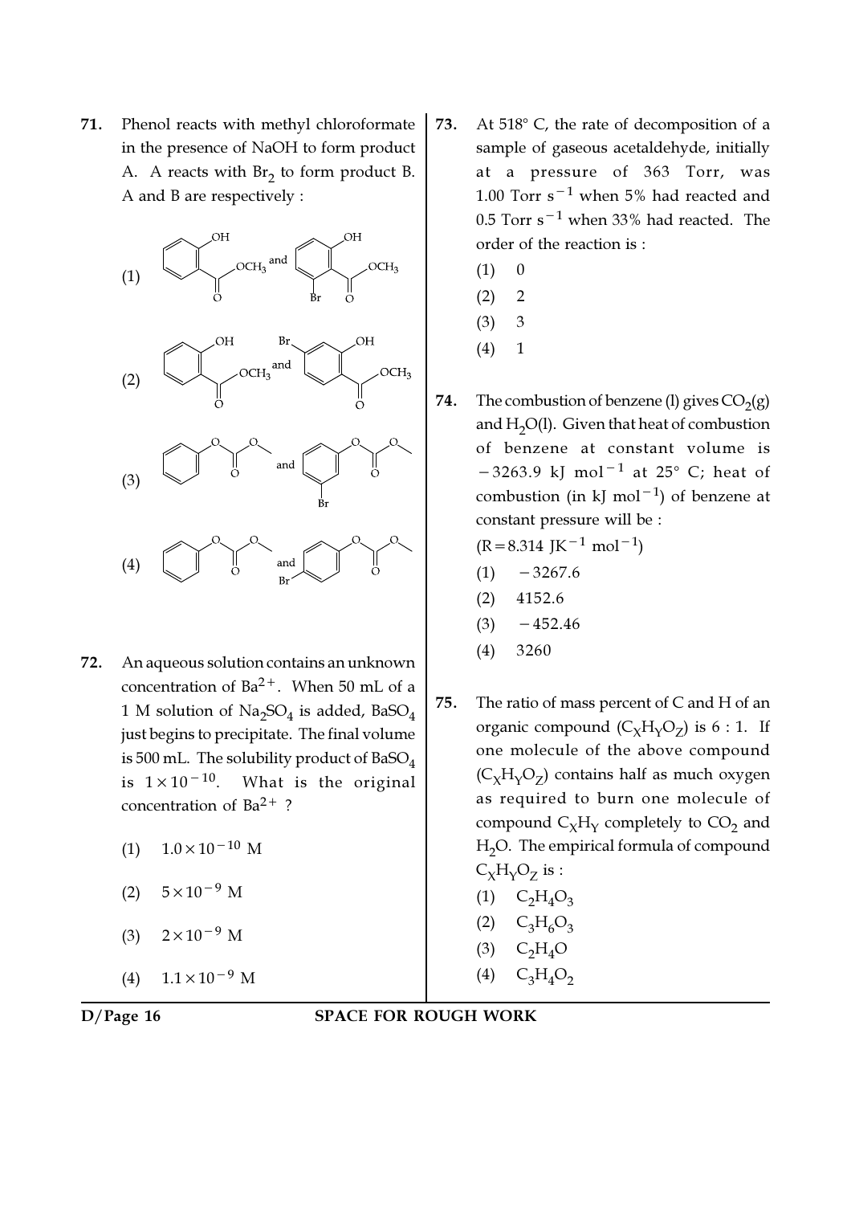**71.** Phenol reacts with methyl chloroformate in the presence of NaOH to form product A. A reacts with $Br_2$ to form product B. A and B are respectively :

(1) [Structures: methyl salicylate (2-hydroxy benzoate with $OCH_3$) and its 3-bromo derivative (Br ortho to ester)]

(2) [Structures: methyl salicylate and its 5-bromo derivative (Br para to OH)]

(3) [Structures: phenyl methyl carbonate and its meta-bromo derivative]

(4) [Structures: phenyl methyl carbonate and its para-bromo derivative]

**72.** An aqueous solution contains an unknown concentration of $Ba^{2+}$. When 50 mL of a 1 M solution of $Na_2SO_4$ is added, $BaSO_4$ just begins to precipitate. The final volume is 500 mL. The solubility product of $BaSO_4$ is $1 \times 10^{-10}$. What is the original concentration of $Ba^{2+}$ ?

(1) $1.0 \times 10^{-10}$ M

(2) $5 \times 10^{-9}$ M

(3) $2 \times 10^{-9}$ M

(4) $1.1 \times 10^{-9}$ M

**73.** At 518° C, the rate of decomposition of a sample of gaseous acetaldehyde, initially at a pressure of 363 Torr, was 1.00 Torr $s^{-1}$ when 5% had reacted and 0.5 Torr $s^{-1}$ when 33% had reacted. The order of the reaction is :

(1) 0

(2) 2

(3) 3

(4) 1

**74.** The combustion of benzene (l) gives $CO_2$(g) and $H_2O$(l). Given that heat of combustion of benzene at constant volume is $-3263.9$ kJ $mol^{-1}$ at 25° C; heat of combustion (in kJ $mol^{-1}$) of benzene at constant pressure will be :

($R = 8.314$ J$K^{-1}$ $mol^{-1}$)

(1) $-3267.6$

(2) 4152.6

(3) $-452.46$

(4) 3260

**75.** The ratio of mass percent of C and H of an organic compound ($C_XH_YO_Z$) is 6 : 1. If one molecule of the above compound ($C_XH_YO_Z$) contains half as much oxygen as required to burn one molecule of compound $C_XH_Y$ completely to $CO_2$ and $H_2O$. The empirical formula of compound $C_XH_YO_Z$ is :

(1) $C_2H_4O_3$

(2) $C_3H_6O_3$

(3) $C_2H_4O$

(4) $C_3H_4O_2$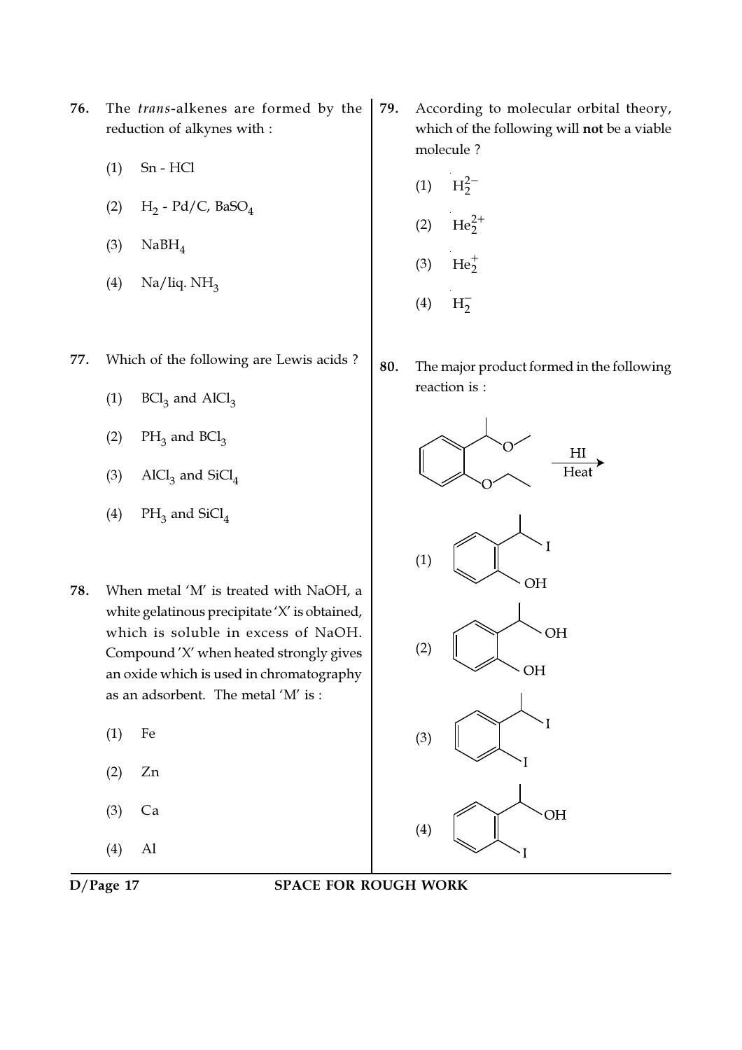76. The *trans*-alkenes are formed by the reduction of alkynes with :

(1) Sn - HCl

(2) $H_2$ - Pd/C, $BaSO_4$

(3) $NaBH_4$

(4) Na/liq. $NH_3$

77. Which of the following are Lewis acids ?

(1) $BCl_3$ and $AlCl_3$

(2) $PH_3$ and $BCl_3$

(3) $AlCl_3$ and $SiCl_4$

(4) $PH_3$ and $SiCl_4$

78. When metal 'M' is treated with NaOH, a white gelatinous precipitate 'X' is obtained, which is soluble in excess of NaOH. Compound 'X' when heated strongly gives an oxide which is used in chromatography as an adsorbent. The metal 'M' is :

(1) Fe

(2) Zn

(3) Ca

(4) Al

79. According to molecular orbital theory, which of the following will **not** be a viable molecule ?

(1) $H_2^{2-}$

(2) $He_2^{2+}$

(3) $He_2^{+}$

(4) $H_2^{-}$

80. The major product formed in the following reaction is :

$$\text{C}_6\text{H}_4(\text{CH(CH}_3)\text{OCH}_3)(\text{OCH}_2\text{CH}_3) \xrightarrow[\text{Heat}]{\text{HI}}$$

(1) $C_6H_4(CH(CH_3)I)(OH)$

(2) $C_6H_4(CH(CH_3)OH)(OH)$

(3) $C_6H_4(CH(CH_3)I)(I)$

(4) $C_6H_4(CH(CH_3)OH)(I)$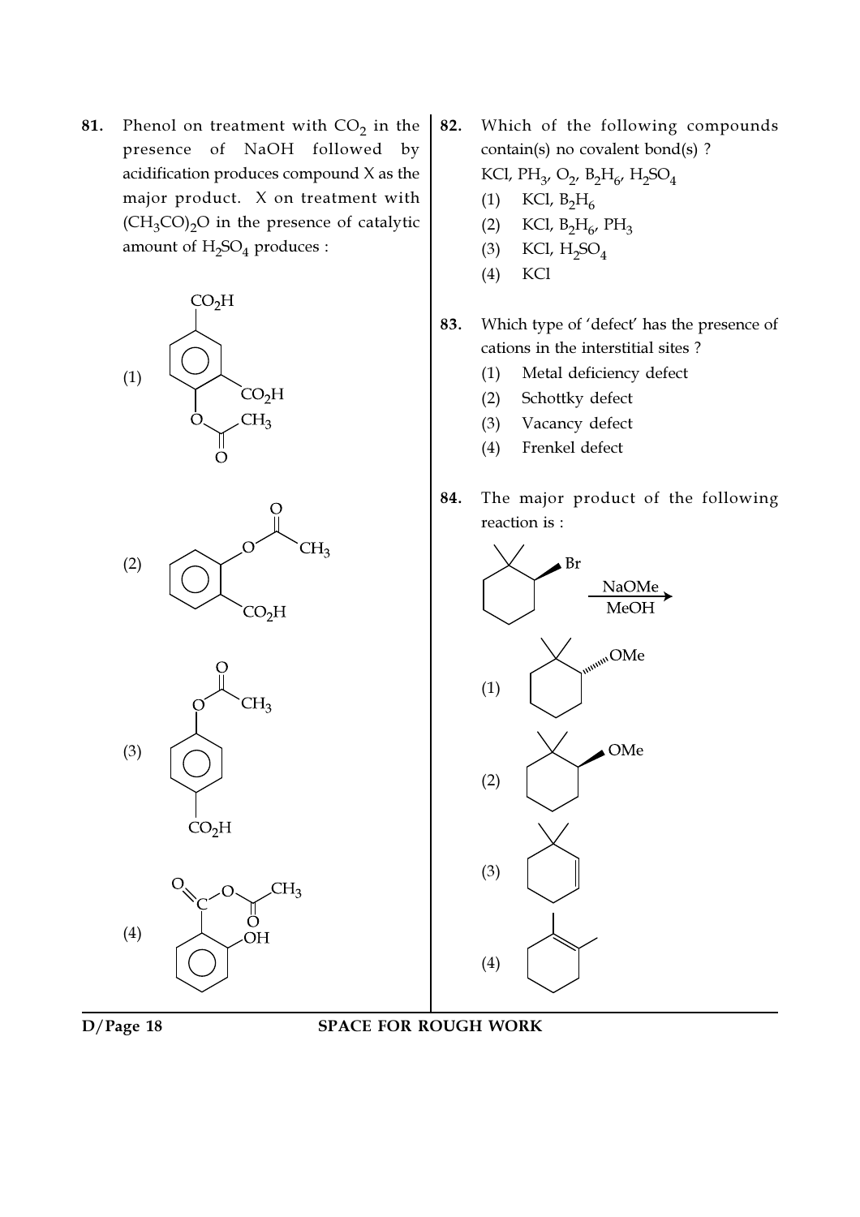81. Phenol on treatment with $CO_2$ in the presence of NaOH followed by acidification produces compound X as the major product. X on treatment with $(CH_3CO)_2O$ in the presence of catalytic amount of $H_2SO_4$ produces :

(1)

(2)

(3)

(4)

82. Which of the following compounds contain(s) no covalent bond(s) ?
KCl, $PH_3$, $O_2$, $B_2H_6$, $H_2SO_4$
(1) KCl, $B_2H_6$
(2) KCl, $B_2H_6$, $PH_3$
(3) KCl, $H_2SO_4$
(4) KCl

83. Which type of 'defect' has the presence of cations in the interstitial sites ?
(1) Metal deficiency defect
(2) Schottky defect
(3) Vacancy defect
(4) Frenkel defect

84. The major product of the following reaction is :

$\xrightarrow[\text{MeOH}]{\text{NaOMe}}$

(1)

(2)

(3)

(4)

SPACE FOR ROUGH WORK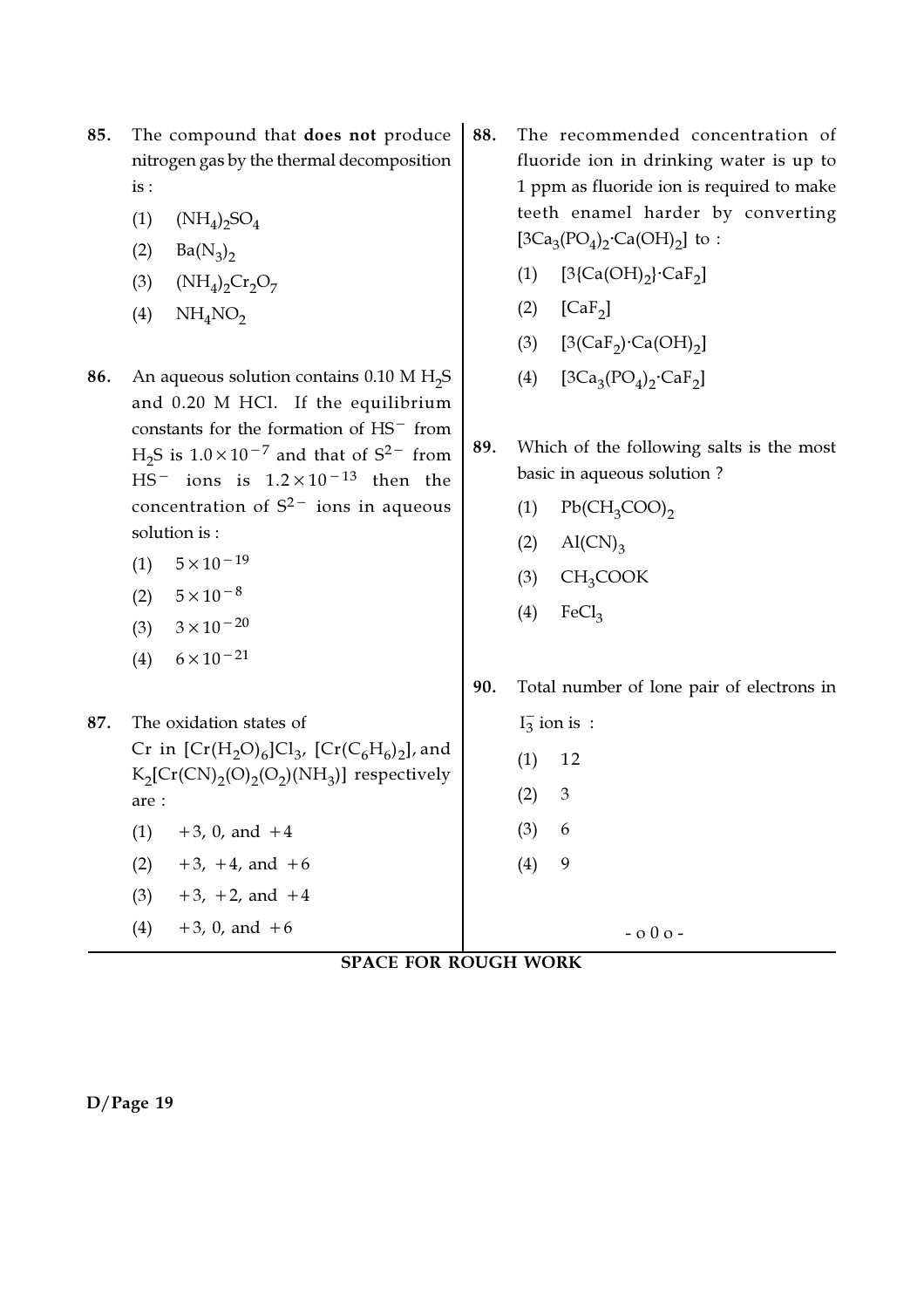85. The compound that **does not** produce nitrogen gas by the thermal decomposition is :

(1) $(NH_4)_2SO_4$

(2) $Ba(N_3)_2$

(3) $(NH_4)_2Cr_2O_7$

(4) $NH_4NO_2$

86. An aqueous solution contains 0.10 M $H_2S$ and 0.20 M HCl. If the equilibrium constants for the formation of $HS^-$ from $H_2S$ is $1.0 \times 10^{-7}$ and that of $S^{2-}$ from $HS^-$ ions is $1.2 \times 10^{-13}$ then the concentration of $S^{2-}$ ions in aqueous solution is :

(1) $5 \times 10^{-19}$

(2) $5 \times 10^{-8}$

(3) $3 \times 10^{-20}$

(4) $6 \times 10^{-21}$

87. The oxidation states of Cr in $[Cr(H_2O)_6]Cl_3$, $[Cr(C_6H_6)_2]$, and $K_2[Cr(CN)_2(O)_2(O_2)(NH_3)]$ respectively are :

(1) $+3$, 0, and $+4$

(2) $+3$, $+4$, and $+6$

(3) $+3$, $+2$, and $+4$

(4) $+3$, 0, and $+6$

88. The recommended concentration of fluoride ion in drinking water is up to 1 ppm as fluoride ion is required to make teeth enamel harder by converting $[3Ca_3(PO_4)_2 \cdot Ca(OH)_2]$ to :

(1) $[3\{Ca(OH)_2\} \cdot CaF_2]$

(2) $[CaF_2]$

(3) $[3(CaF_2) \cdot Ca(OH)_2]$

(4) $[3Ca_3(PO_4)_2 \cdot CaF_2]$

89. Which of the following salts is the most basic in aqueous solution ?

(1) $Pb(CH_3COO)_2$

(2) $Al(CN)_3$

(3) $CH_3COOK$

(4) $FeCl_3$

90. Total number of lone pair of electrons in $I_3^-$ ion is :

(1) 12

(2) 3

(3) 6

(4) 9

- o 0 o -

**SPACE FOR ROUGH WORK**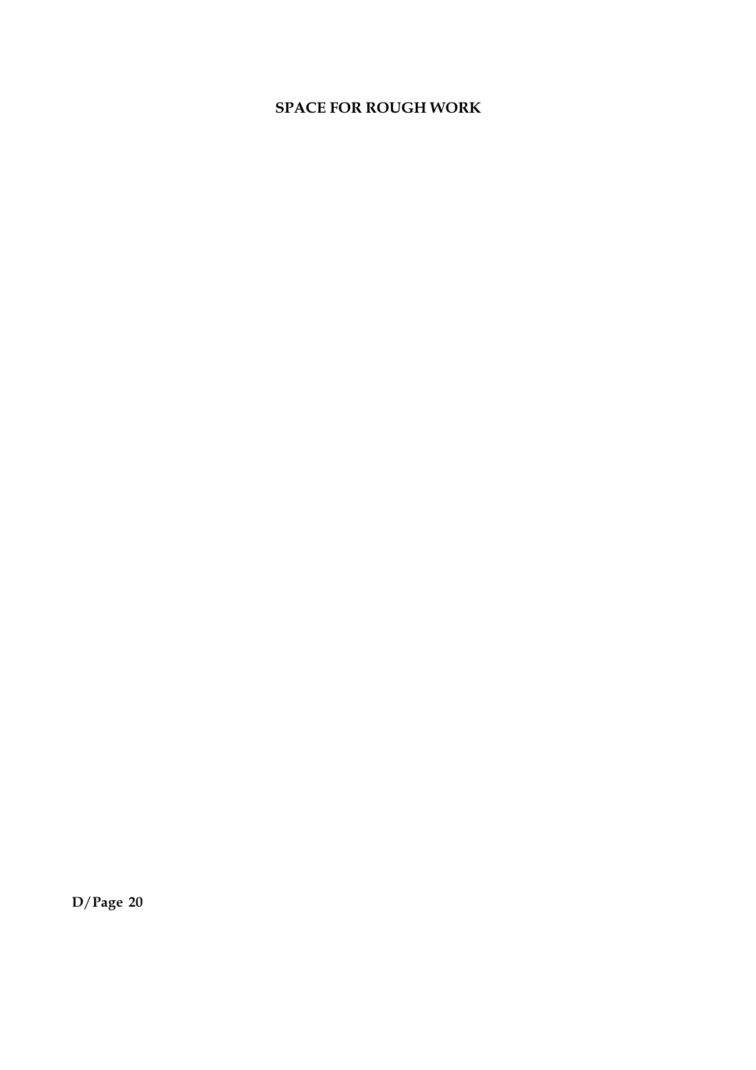**SPACE FOR ROUGH WORK**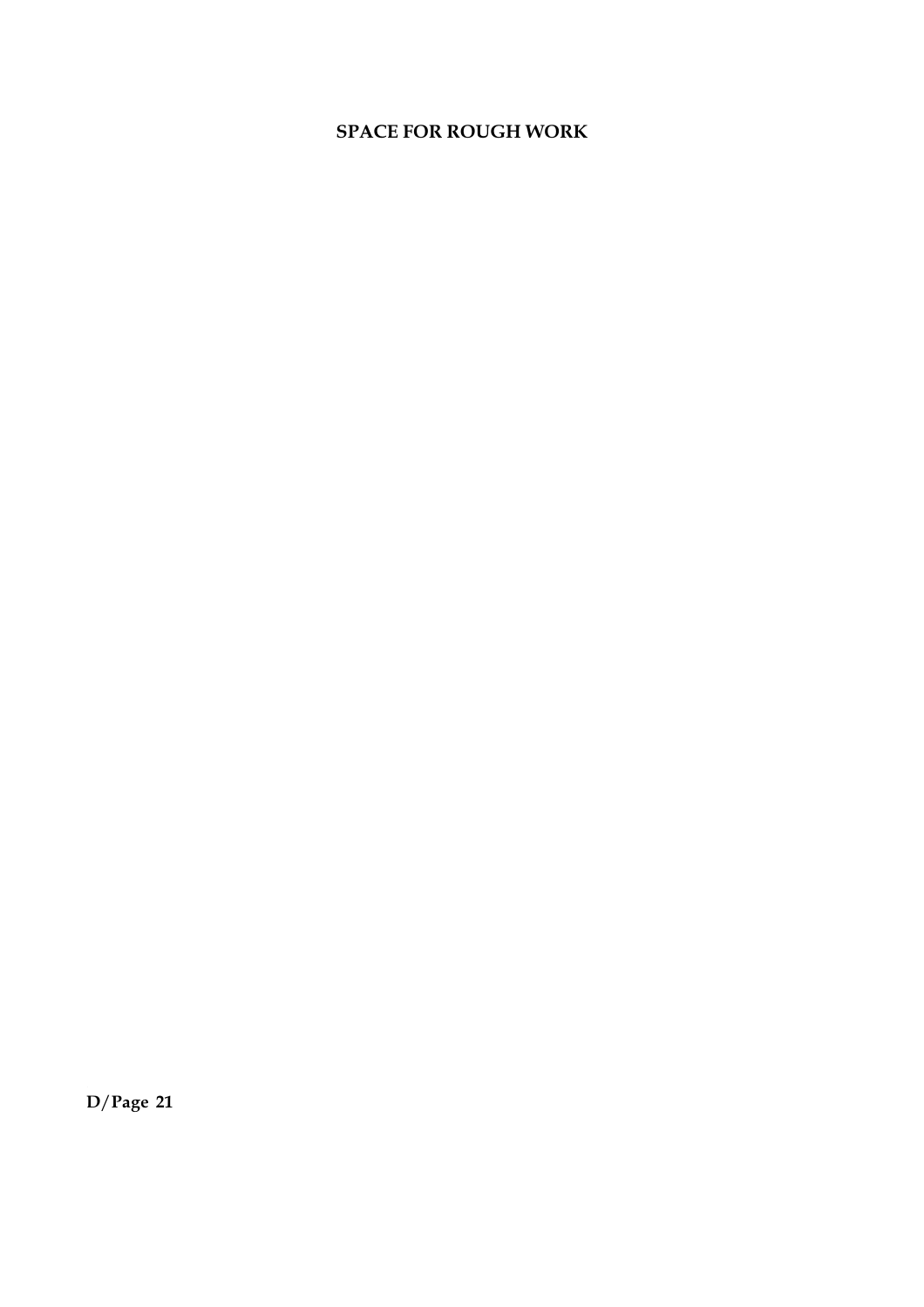**SPACE FOR ROUGH WORK**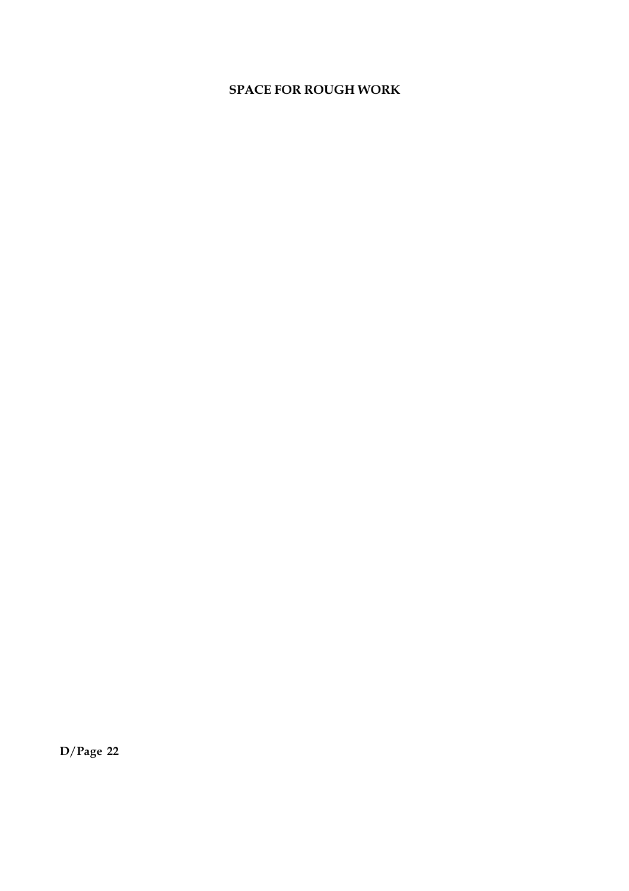**SPACE FOR ROUGH WORK**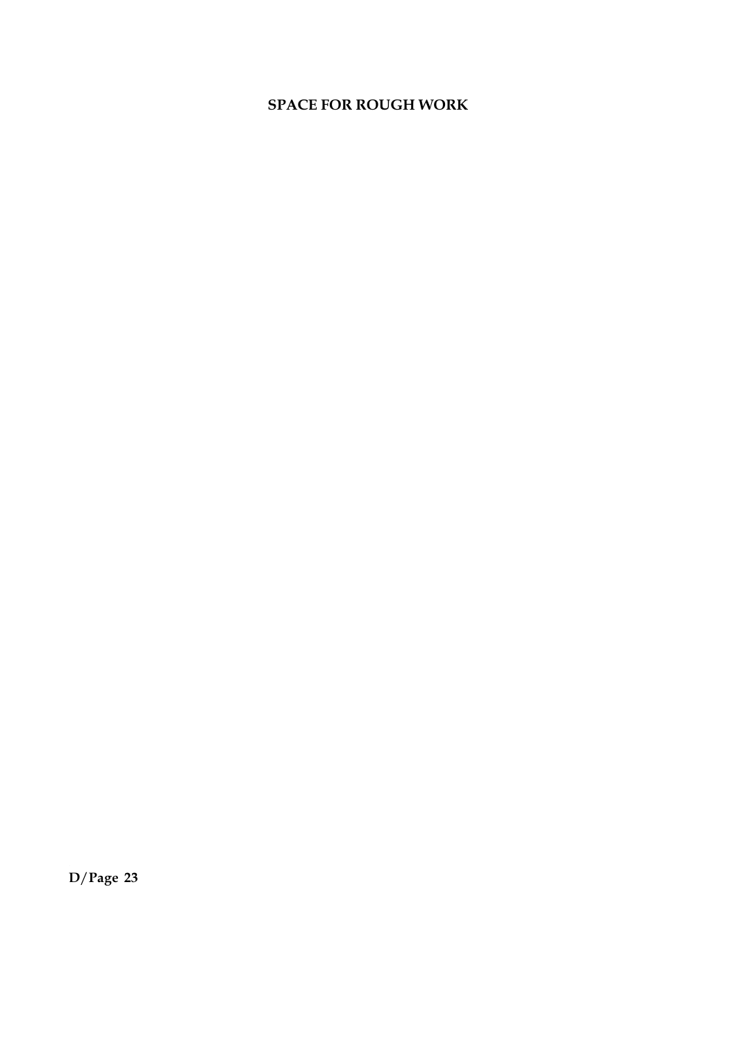**SPACE FOR ROUGH WORK**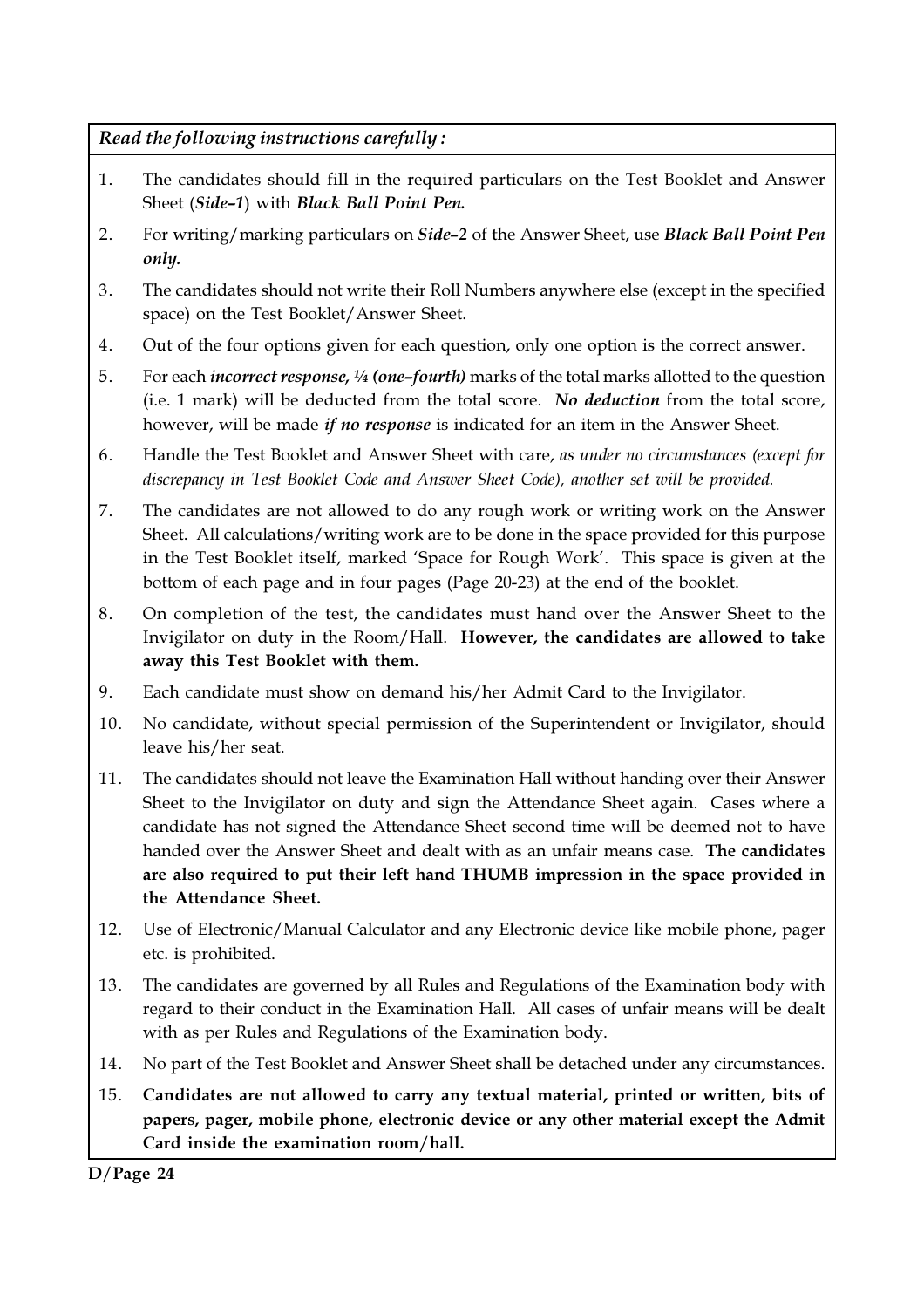*Read the following instructions carefully :*

1. The candidates should fill in the required particulars on the Test Booklet and Answer Sheet (***Side–1***) with ***Black Ball Point Pen.***
2. For writing/marking particulars on ***Side–2*** of the Answer Sheet, use ***Black Ball Point Pen only.***
3. The candidates should not write their Roll Numbers anywhere else (except in the specified space) on the Test Booklet/Answer Sheet.
4. Out of the four options given for each question, only one option is the correct answer.
5. For each ***incorrect response, ¼ (one–fourth)*** marks of the total marks allotted to the question (i.e. 1 mark) will be deducted from the total score. ***No deduction*** from the total score, however, will be made ***if no response*** is indicated for an item in the Answer Sheet.
6. Handle the Test Booklet and Answer Sheet with care, *as under no circumstances (except for discrepancy in Test Booklet Code and Answer Sheet Code), another set will be provided.*
7. The candidates are not allowed to do any rough work or writing work on the Answer Sheet. All calculations/writing work are to be done in the space provided for this purpose in the Test Booklet itself, marked 'Space for Rough Work'. This space is given at the bottom of each page and in four pages (Page 20-23) at the end of the booklet.
8. On completion of the test, the candidates must hand over the Answer Sheet to the Invigilator on duty in the Room/Hall. **However, the candidates are allowed to take away this Test Booklet with them.**
9. Each candidate must show on demand his/her Admit Card to the Invigilator.
10. No candidate, without special permission of the Superintendent or Invigilator, should leave his/her seat.
11. The candidates should not leave the Examination Hall without handing over their Answer Sheet to the Invigilator on duty and sign the Attendance Sheet again. Cases where a candidate has not signed the Attendance Sheet second time will be deemed not to have handed over the Answer Sheet and dealt with as an unfair means case. **The candidates are also required to put their left hand THUMB impression in the space provided in the Attendance Sheet.**
12. Use of Electronic/Manual Calculator and any Electronic device like mobile phone, pager etc. is prohibited.
13. The candidates are governed by all Rules and Regulations of the Examination body with regard to their conduct in the Examination Hall. All cases of unfair means will be dealt with as per Rules and Regulations of the Examination body.
14. No part of the Test Booklet and Answer Sheet shall be detached under any circumstances.
15. **Candidates are not allowed to carry any textual material, printed or written, bits of papers, pager, mobile phone, electronic device or any other material except the Admit Card inside the examination room/hall.**